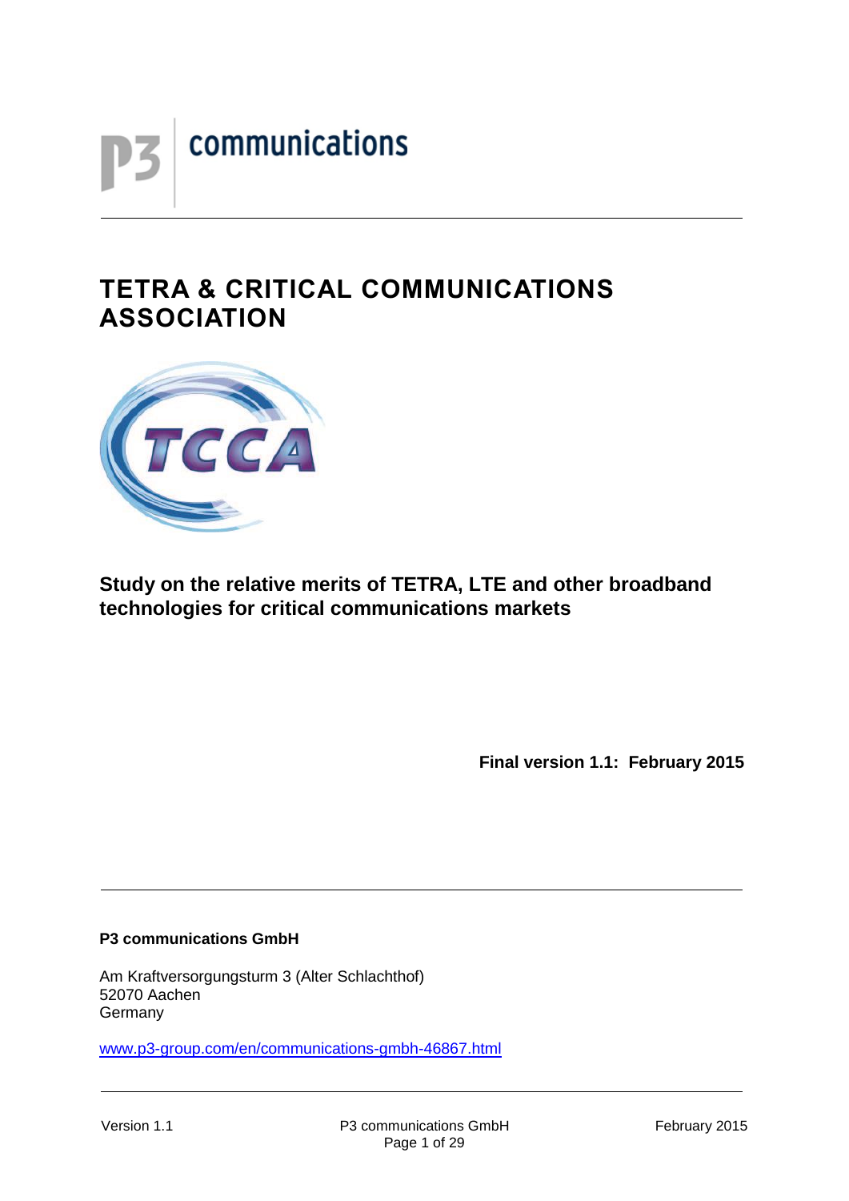p3 communications

# TETRA & CRITICAL COMMUNICATIONS ASSOCIATION

TCCA

## Study on the relative merits of TETRA, LTE and other broadband technologies for critical communications markets

**Final version 1.1: February 2015**

**P3 communications GmbH**

Am Kraftversorgungsturm 3 (Alter Schlachthof)
52070 Aachen
Germany

www.p3-group.com/en/communications-gmbh-46867.html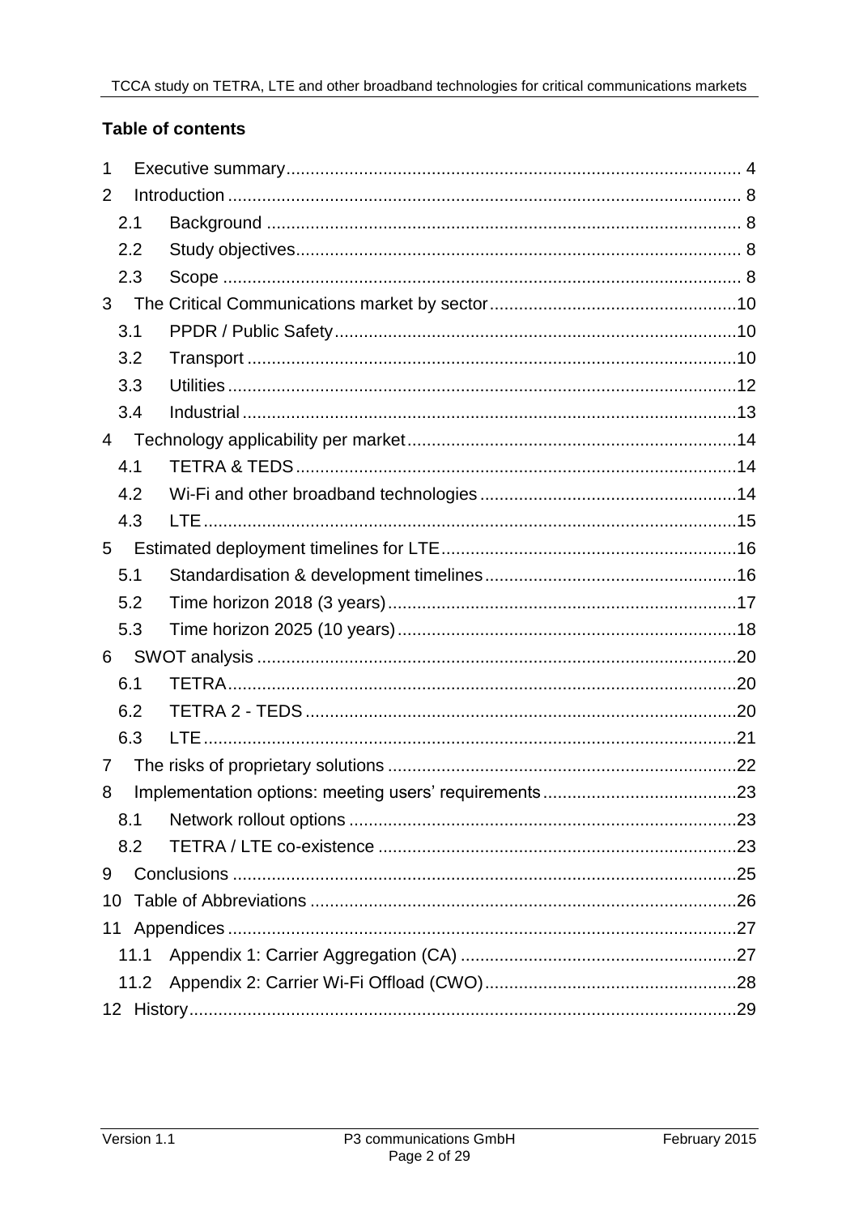**Table of contents**

1 Executive summary ... 4
2 Introduction ... 8
  2.1 Background ... 8
  2.2 Study objectives ... 8
  2.3 Scope ... 8
3 The Critical Communications market by sector ... 10
  3.1 PPDR / Public Safety ... 10
  3.2 Transport ... 10
  3.3 Utilities ... 12
  3.4 Industrial ... 13
4 Technology applicability per market ... 14
  4.1 TETRA & TEDS ... 14
  4.2 Wi-Fi and other broadband technologies ... 14
  4.3 LTE ... 15
5 Estimated deployment timelines for LTE ... 16
  5.1 Standardisation & development timelines ... 16
  5.2 Time horizon 2018 (3 years) ... 17
  5.3 Time horizon 2025 (10 years) ... 18
6 SWOT analysis ... 20
  6.1 TETRA ... 20
  6.2 TETRA 2 - TEDS ... 20
  6.3 LTE ... 21
7 The risks of proprietary solutions ... 22
8 Implementation options: meeting users' requirements ... 23
  8.1 Network rollout options ... 23
  8.2 TETRA / LTE co-existence ... 23
9 Conclusions ... 25
10 Table of Abbreviations ... 26
11 Appendices ... 27
  11.1 Appendix 1: Carrier Aggregation (CA) ... 27
  11.2 Appendix 2: Carrier Wi-Fi Offload (CWO) ... 28
12 History ... 29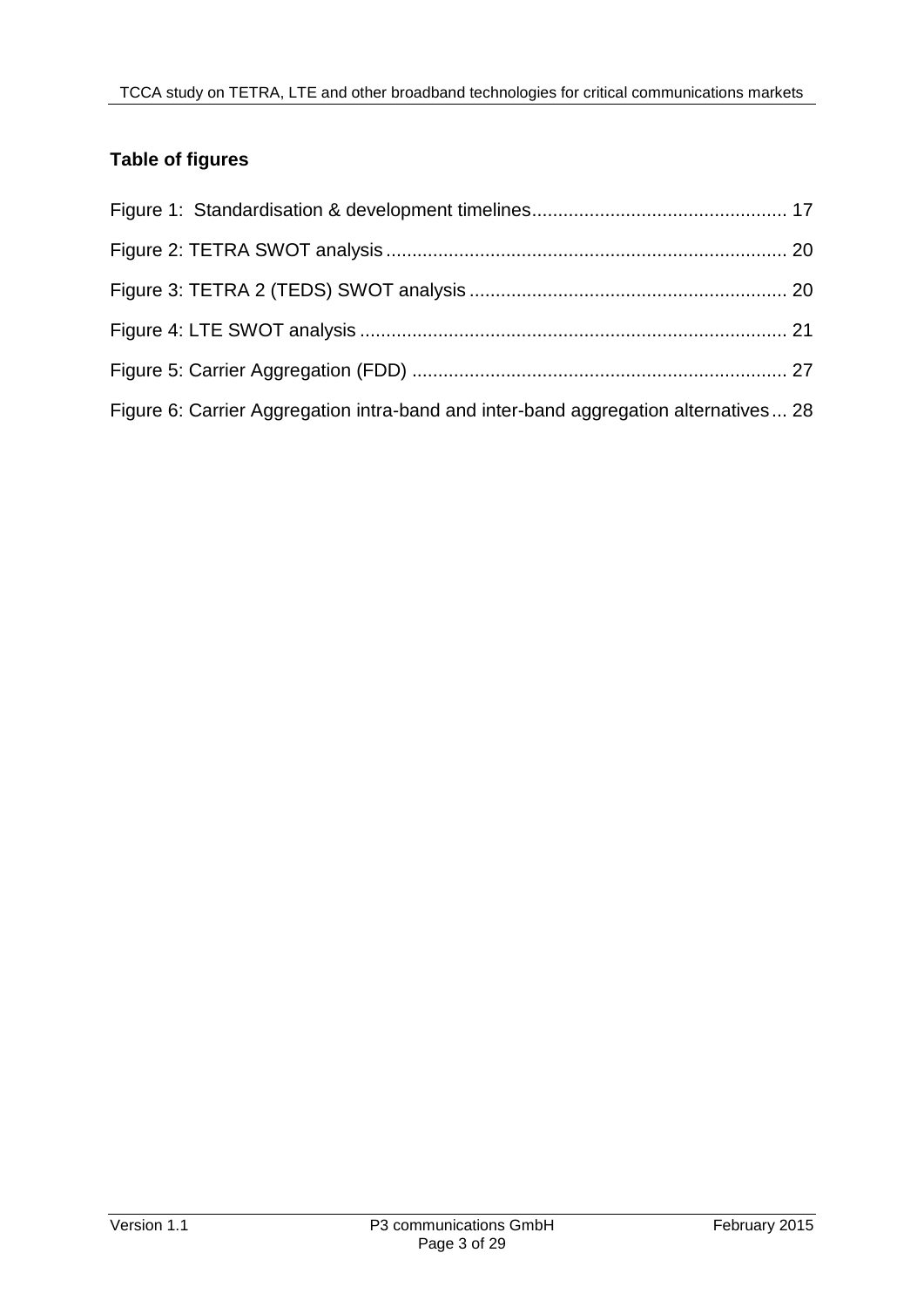## Table of figures

Figure 1: Standardisation & development timelines................................................ 17

Figure 2: TETRA SWOT analysis ............................................................................ 20

Figure 3: TETRA 2 (TEDS) SWOT analysis ............................................................ 20

Figure 4: LTE SWOT analysis ................................................................................. 21

Figure 5: Carrier Aggregation (FDD) ....................................................................... 27

Figure 6: Carrier Aggregation intra-band and inter-band aggregation alternatives ... 28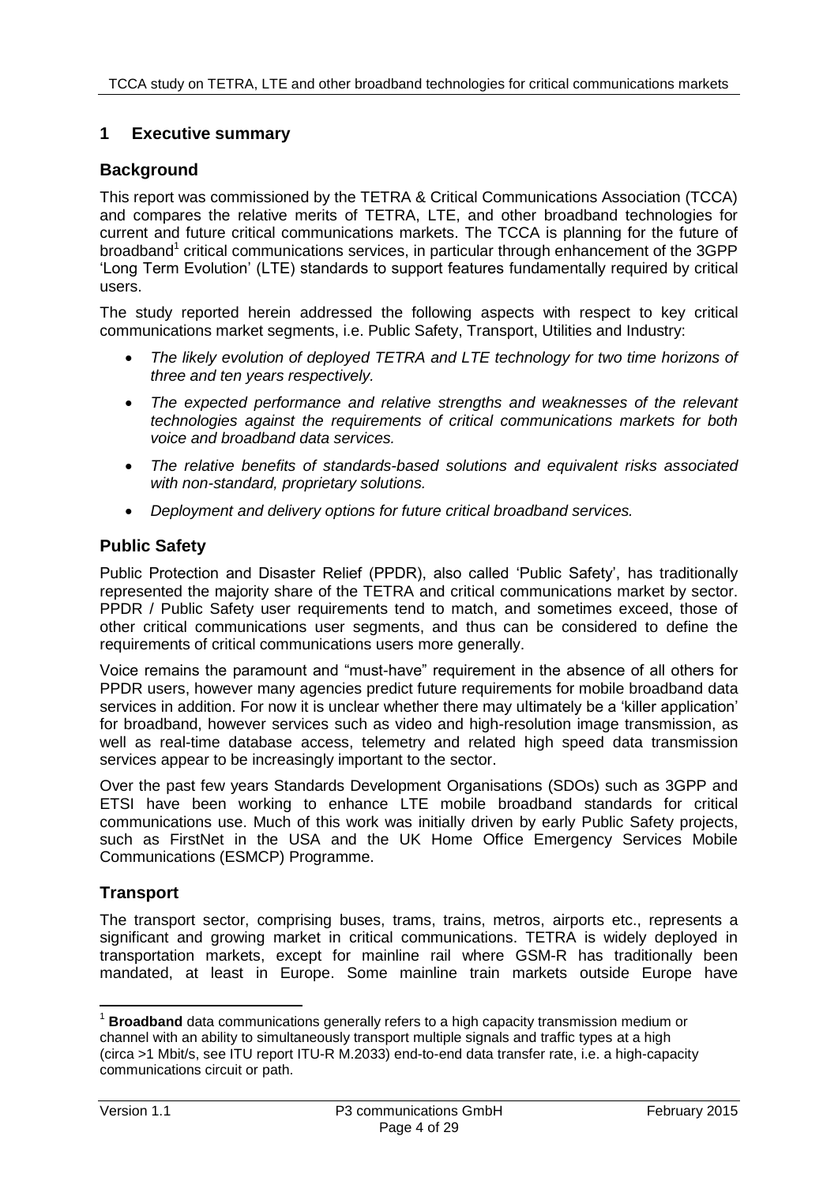## 1 Executive summary

### Background

This report was commissioned by the TETRA & Critical Communications Association (TCCA) and compares the relative merits of TETRA, LTE, and other broadband technologies for current and future critical communications markets. The TCCA is planning for the future of broadband[1] critical communications services, in particular through enhancement of the 3GPP 'Long Term Evolution' (LTE) standards to support features fundamentally required by critical users.

The study reported herein addressed the following aspects with respect to key critical communications market segments, i.e. Public Safety, Transport, Utilities and Industry:

- *The likely evolution of deployed TETRA and LTE technology for two time horizons of three and ten years respectively.*
- *The expected performance and relative strengths and weaknesses of the relevant technologies against the requirements of critical communications markets for both voice and broadband data services.*
- *The relative benefits of standards-based solutions and equivalent risks associated with non-standard, proprietary solutions.*
- *Deployment and delivery options for future critical broadband services.*

### Public Safety

Public Protection and Disaster Relief (PPDR), also called 'Public Safety', has traditionally represented the majority share of the TETRA and critical communications market by sector. PPDR / Public Safety user requirements tend to match, and sometimes exceed, those of other critical communications user segments, and thus can be considered to define the requirements of critical communications users more generally.

Voice remains the paramount and "must-have" requirement in the absence of all others for PPDR users, however many agencies predict future requirements for mobile broadband data services in addition. For now it is unclear whether there may ultimately be a 'killer application' for broadband, however services such as video and high-resolution image transmission, as well as real-time database access, telemetry and related high speed data transmission services appear to be increasingly important to the sector.

Over the past few years Standards Development Organisations (SDOs) such as 3GPP and ETSI have been working to enhance LTE mobile broadband standards for critical communications use. Much of this work was initially driven by early Public Safety projects, such as FirstNet in the USA and the UK Home Office Emergency Services Mobile Communications (ESMCP) Programme.

### Transport

The transport sector, comprising buses, trams, trains, metros, airports etc., represents a significant and growing market in critical communications. TETRA is widely deployed in transportation markets, except for mainline rail where GSM-R has traditionally been mandated, at least in Europe. Some mainline train markets outside Europe have

---

[1] **Broadband** data communications generally refers to a high capacity transmission medium or channel with an ability to simultaneously transport multiple signals and traffic types at a high (circa >1 Mbit/s, see ITU report ITU-R M.2033) end-to-end data transfer rate, i.e. a high-capacity communications circuit or path.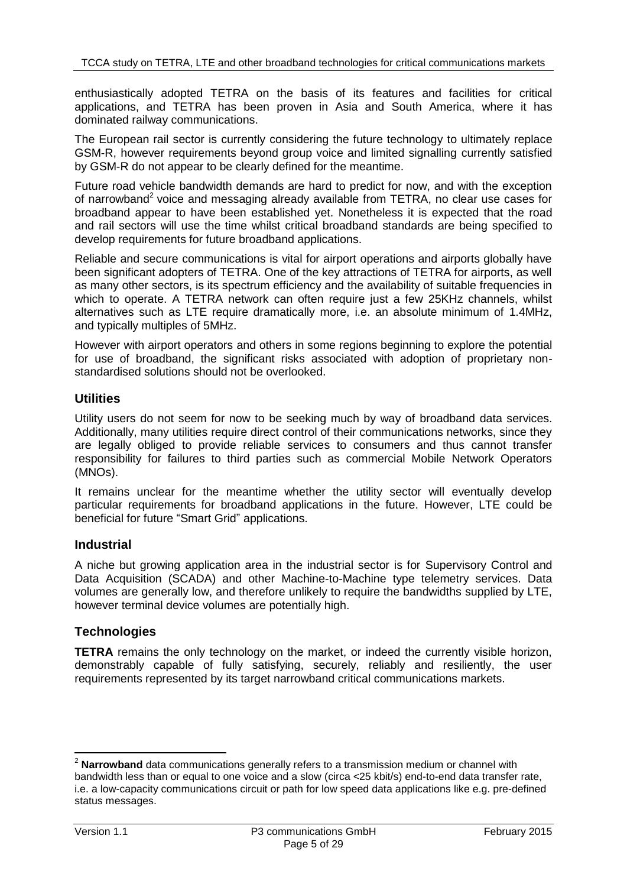enthusiastically adopted TETRA on the basis of its features and facilities for critical applications, and TETRA has been proven in Asia and South America, where it has dominated railway communications.

The European rail sector is currently considering the future technology to ultimately replace GSM-R, however requirements beyond group voice and limited signalling currently satisfied by GSM-R do not appear to be clearly defined for the meantime.

Future road vehicle bandwidth demands are hard to predict for now, and with the exception of narrowband[2] voice and messaging already available from TETRA, no clear use cases for broadband appear to have been established yet. Nonetheless it is expected that the road and rail sectors will use the time whilst critical broadband standards are being specified to develop requirements for future broadband applications.

Reliable and secure communications is vital for airport operations and airports globally have been significant adopters of TETRA. One of the key attractions of TETRA for airports, as well as many other sectors, is its spectrum efficiency and the availability of suitable frequencies in which to operate. A TETRA network can often require just a few 25KHz channels, whilst alternatives such as LTE require dramatically more, i.e. an absolute minimum of 1.4MHz, and typically multiples of 5MHz.

However with airport operators and others in some regions beginning to explore the potential for use of broadband, the significant risks associated with adoption of proprietary non-standardised solutions should not be overlooked.

## Utilities

Utility users do not seem for now to be seeking much by way of broadband data services. Additionally, many utilities require direct control of their communications networks, since they are legally obliged to provide reliable services to consumers and thus cannot transfer responsibility for failures to third parties such as commercial Mobile Network Operators (MNOs).

It remains unclear for the meantime whether the utility sector will eventually develop particular requirements for broadband applications in the future. However, LTE could be beneficial for future "Smart Grid" applications.

## Industrial

A niche but growing application area in the industrial sector is for Supervisory Control and Data Acquisition (SCADA) and other Machine-to-Machine type telemetry services. Data volumes are generally low, and therefore unlikely to require the bandwidths supplied by LTE, however terminal device volumes are potentially high.

## Technologies

**TETRA** remains the only technology on the market, or indeed the currently visible horizon, demonstrably capable of fully satisfying, securely, reliably and resiliently, the user requirements represented by its target narrowband critical communications markets.

---

[2] **Narrowband** data communications generally refers to a transmission medium or channel with bandwidth less than or equal to one voice and a slow (circa <25 kbit/s) end-to-end data transfer rate, i.e. a low-capacity communications circuit or path for low speed data applications like e.g. pre-defined status messages.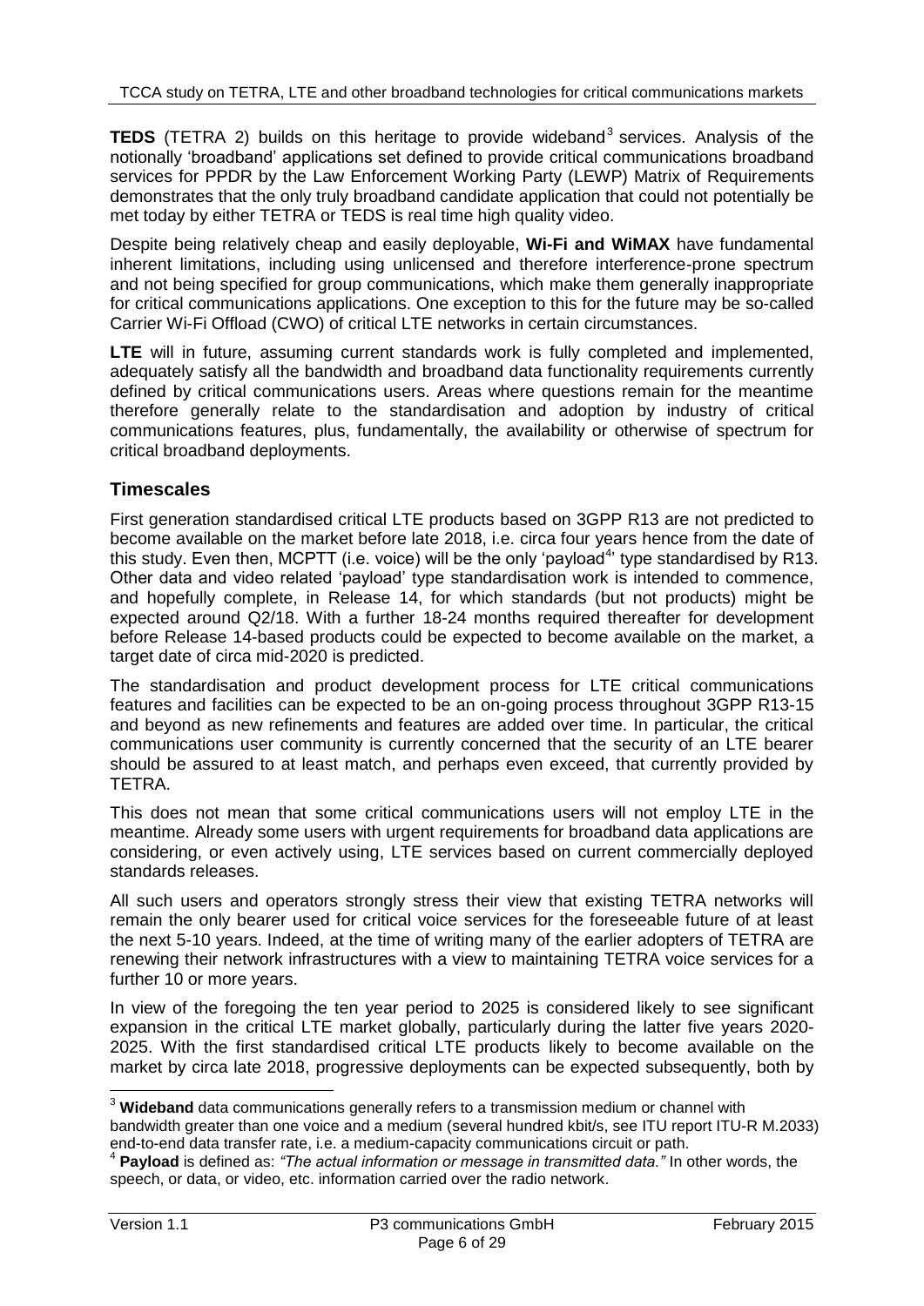**TEDS** (TETRA 2) builds on this heritage to provide wideband[3] services. Analysis of the notionally 'broadband' applications set defined to provide critical communications broadband services for PPDR by the Law Enforcement Working Party (LEWP) Matrix of Requirements demonstrates that the only truly broadband candidate application that could not potentially be met today by either TETRA or TEDS is real time high quality video.

Despite being relatively cheap and easily deployable, **Wi-Fi and WiMAX** have fundamental inherent limitations, including using unlicensed and therefore interference-prone spectrum and not being specified for group communications, which make them generally inappropriate for critical communications applications. One exception to this for the future may be so-called Carrier Wi-Fi Offload (CWO) of critical LTE networks in certain circumstances.

**LTE** will in future, assuming current standards work is fully completed and implemented, adequately satisfy all the bandwidth and broadband data functionality requirements currently defined by critical communications users. Areas where questions remain for the meantime therefore generally relate to the standardisation and adoption by industry of critical communications features, plus, fundamentally, the availability or otherwise of spectrum for critical broadband deployments.

## Timescales

First generation standardised critical LTE products based on 3GPP R13 are not predicted to become available on the market before late 2018, i.e. circa four years hence from the date of this study. Even then, MCPTT (i.e. voice) will be the only 'payload[4]' type standardised by R13. Other data and video related 'payload' type standardisation work is intended to commence, and hopefully complete, in Release 14, for which standards (but not products) might be expected around Q2/18. With a further 18-24 months required thereafter for development before Release 14-based products could be expected to become available on the market, a target date of circa mid-2020 is predicted.

The standardisation and product development process for LTE critical communications features and facilities can be expected to be an on-going process throughout 3GPP R13-15 and beyond as new refinements and features are added over time. In particular, the critical communications user community is currently concerned that the security of an LTE bearer should be assured to at least match, and perhaps even exceed, that currently provided by TETRA.

This does not mean that some critical communications users will not employ LTE in the meantime. Already some users with urgent requirements for broadband data applications are considering, or even actively using, LTE services based on current commercially deployed standards releases.

All such users and operators strongly stress their view that existing TETRA networks will remain the only bearer used for critical voice services for the foreseeable future of at least the next 5-10 years. Indeed, at the time of writing many of the earlier adopters of TETRA are renewing their network infrastructures with a view to maintaining TETRA voice services for a further 10 or more years.

In view of the foregoing the ten year period to 2025 is considered likely to see significant expansion in the critical LTE market globally, particularly during the latter five years 2020-2025. With the first standardised critical LTE products likely to become available on the market by circa late 2018, progressive deployments can be expected subsequently, both by

---

[3] **Wideband** data communications generally refers to a transmission medium or channel with bandwidth greater than one voice and a medium (several hundred kbit/s, see ITU report ITU-R M.2033) end-to-end data transfer rate, i.e. a medium-capacity communications circuit or path.

[4] **Payload** is defined as: *"The actual information or message in transmitted data."* In other words, the speech, or data, or video, etc. information carried over the radio network.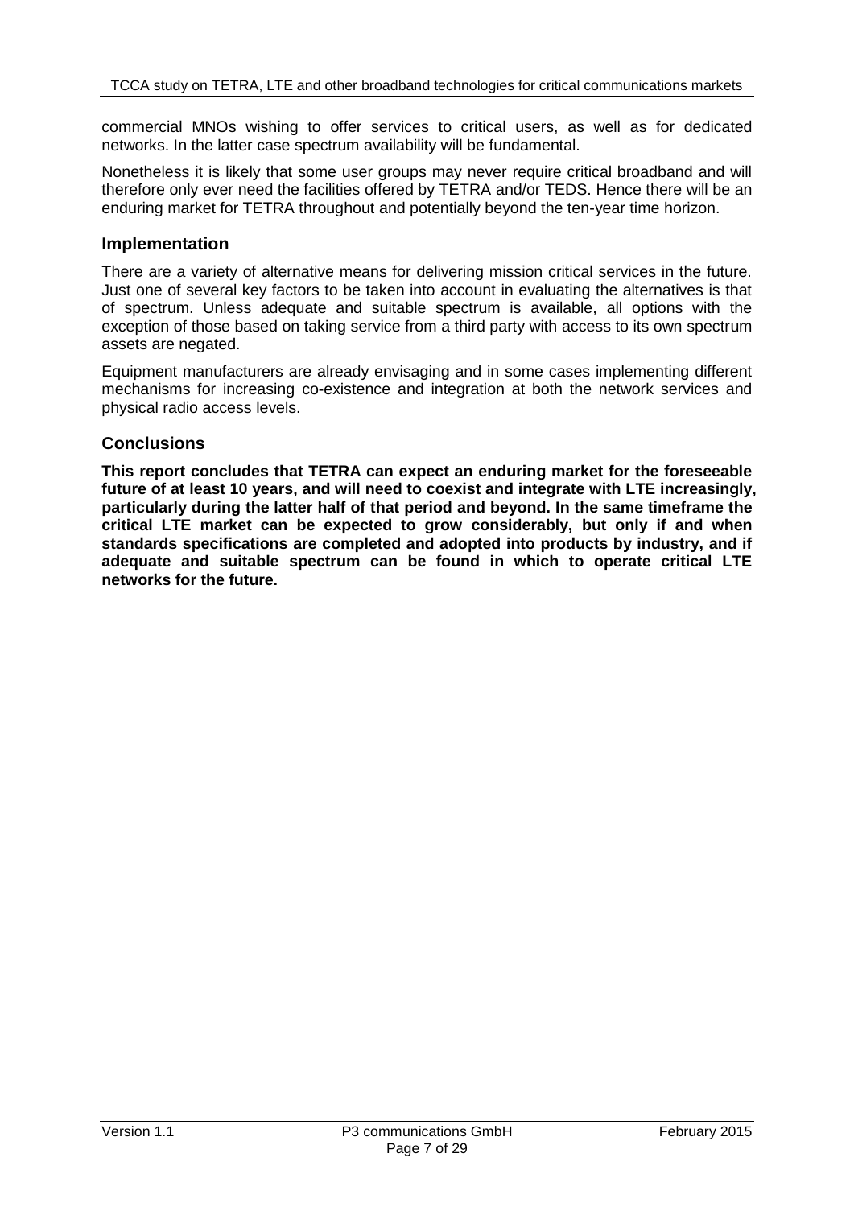commercial MNOs wishing to offer services to critical users, as well as for dedicated networks. In the latter case spectrum availability will be fundamental.

Nonetheless it is likely that some user groups may never require critical broadband and will therefore only ever need the facilities offered by TETRA and/or TEDS. Hence there will be an enduring market for TETRA throughout and potentially beyond the ten-year time horizon.

### Implementation

There are a variety of alternative means for delivering mission critical services in the future. Just one of several key factors to be taken into account in evaluating the alternatives is that of spectrum. Unless adequate and suitable spectrum is available, all options with the exception of those based on taking service from a third party with access to its own spectrum assets are negated.

Equipment manufacturers are already envisaging and in some cases implementing different mechanisms for increasing co-existence and integration at both the network services and physical radio access levels.

### Conclusions

**This report concludes that TETRA can expect an enduring market for the foreseeable future of at least 10 years, and will need to coexist and integrate with LTE increasingly, particularly during the latter half of that period and beyond. In the same timeframe the critical LTE market can be expected to grow considerably, but only if and when standards specifications are completed and adopted into products by industry, and if adequate and suitable spectrum can be found in which to operate critical LTE networks for the future.**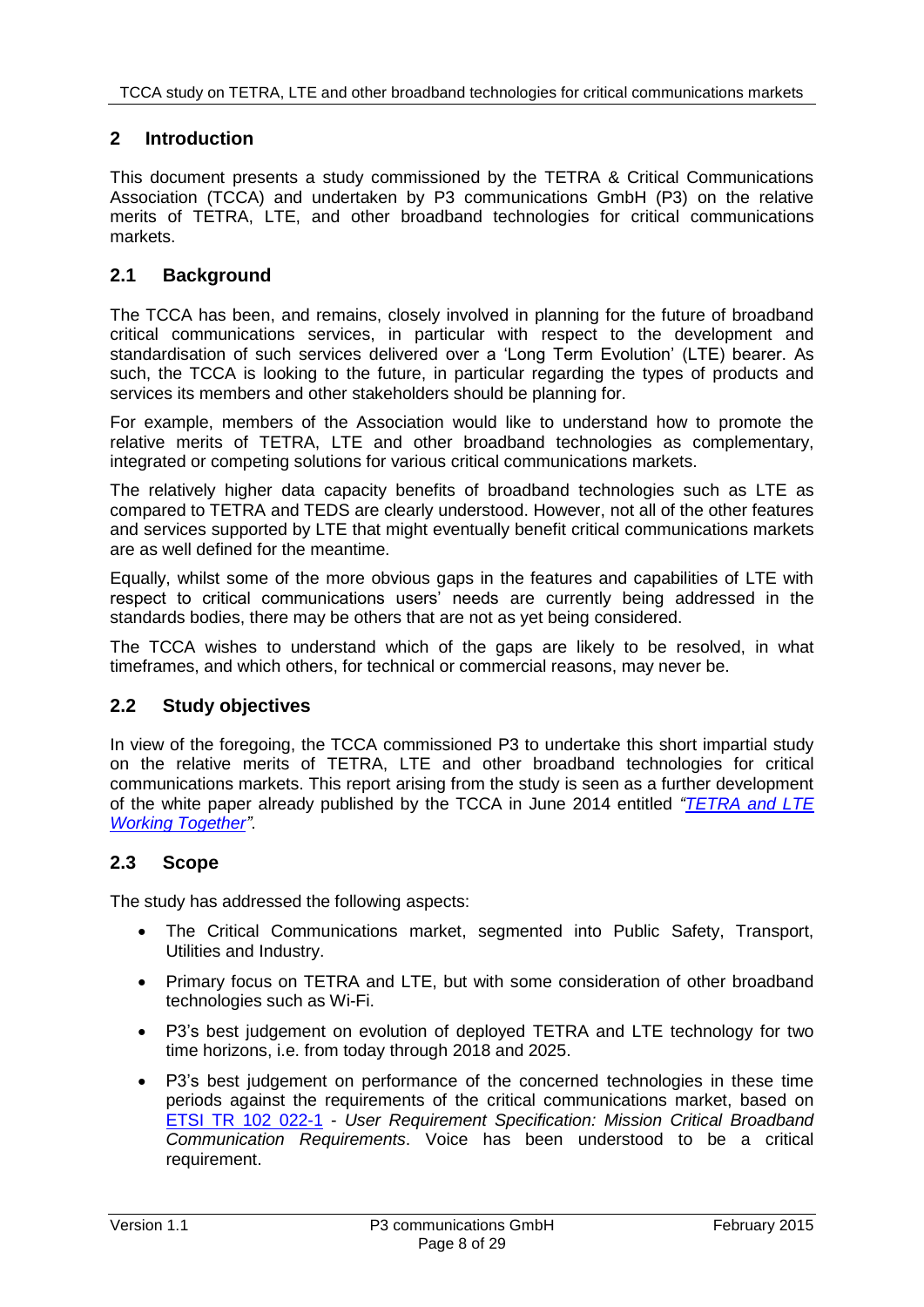## 2 Introduction

This document presents a study commissioned by the TETRA & Critical Communications Association (TCCA) and undertaken by P3 communications GmbH (P3) on the relative merits of TETRA, LTE, and other broadband technologies for critical communications markets.

### 2.1 Background

The TCCA has been, and remains, closely involved in planning for the future of broadband critical communications services, in particular with respect to the development and standardisation of such services delivered over a 'Long Term Evolution' (LTE) bearer. As such, the TCCA is looking to the future, in particular regarding the types of products and services its members and other stakeholders should be planning for.

For example, members of the Association would like to understand how to promote the relative merits of TETRA, LTE and other broadband technologies as complementary, integrated or competing solutions for various critical communications markets.

The relatively higher data capacity benefits of broadband technologies such as LTE as compared to TETRA and TEDS are clearly understood. However, not all of the other features and services supported by LTE that might eventually benefit critical communications markets are as well defined for the meantime.

Equally, whilst some of the more obvious gaps in the features and capabilities of LTE with respect to critical communications users' needs are currently being addressed in the standards bodies, there may be others that are not as yet being considered.

The TCCA wishes to understand which of the gaps are likely to be resolved, in what timeframes, and which others, for technical or commercial reasons, may never be.

### 2.2 Study objectives

In view of the foregoing, the TCCA commissioned P3 to undertake this short impartial study on the relative merits of TETRA, LTE and other broadband technologies for critical communications markets. This report arising from the study is seen as a further development of the white paper already published by the TCCA in June 2014 entitled *"TETRA and LTE Working Together"*.

### 2.3 Scope

The study has addressed the following aspects:

- The Critical Communications market, segmented into Public Safety, Transport, Utilities and Industry.
- Primary focus on TETRA and LTE, but with some consideration of other broadband technologies such as Wi-Fi.
- P3's best judgement on evolution of deployed TETRA and LTE technology for two time horizons, i.e. from today through 2018 and 2025.
- P3's best judgement on performance of the concerned technologies in these time periods against the requirements of the critical communications market, based on ETSI TR 102 022-1 - *User Requirement Specification: Mission Critical Broadband Communication Requirements*. Voice has been understood to be a critical requirement.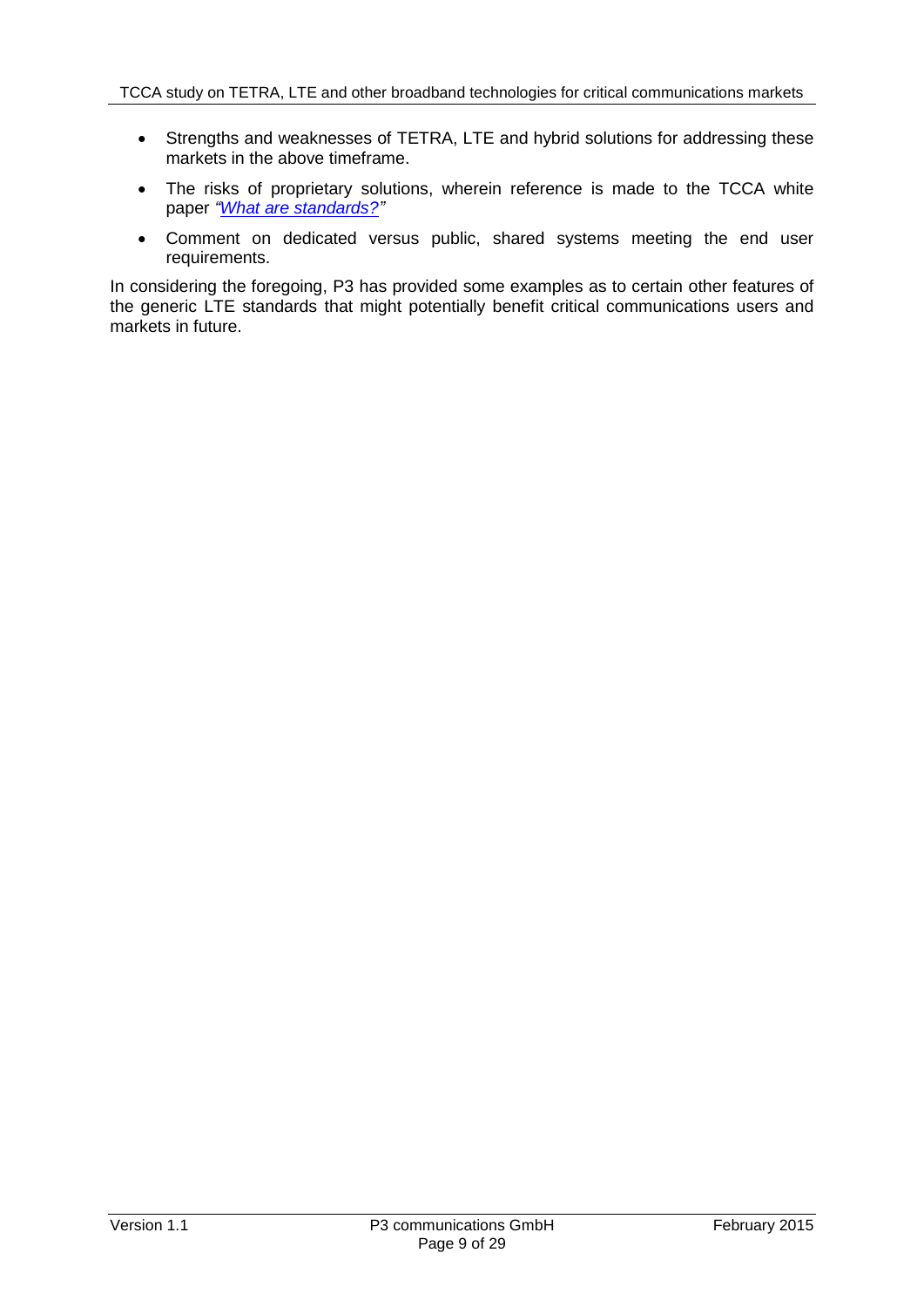- Strengths and weaknesses of TETRA, LTE and hybrid solutions for addressing these markets in the above timeframe.
- The risks of proprietary solutions, wherein reference is made to the TCCA white paper *"What are standards?"*
- Comment on dedicated versus public, shared systems meeting the end user requirements.

In considering the foregoing, P3 has provided some examples as to certain other features of the generic LTE standards that might potentially benefit critical communications users and markets in future.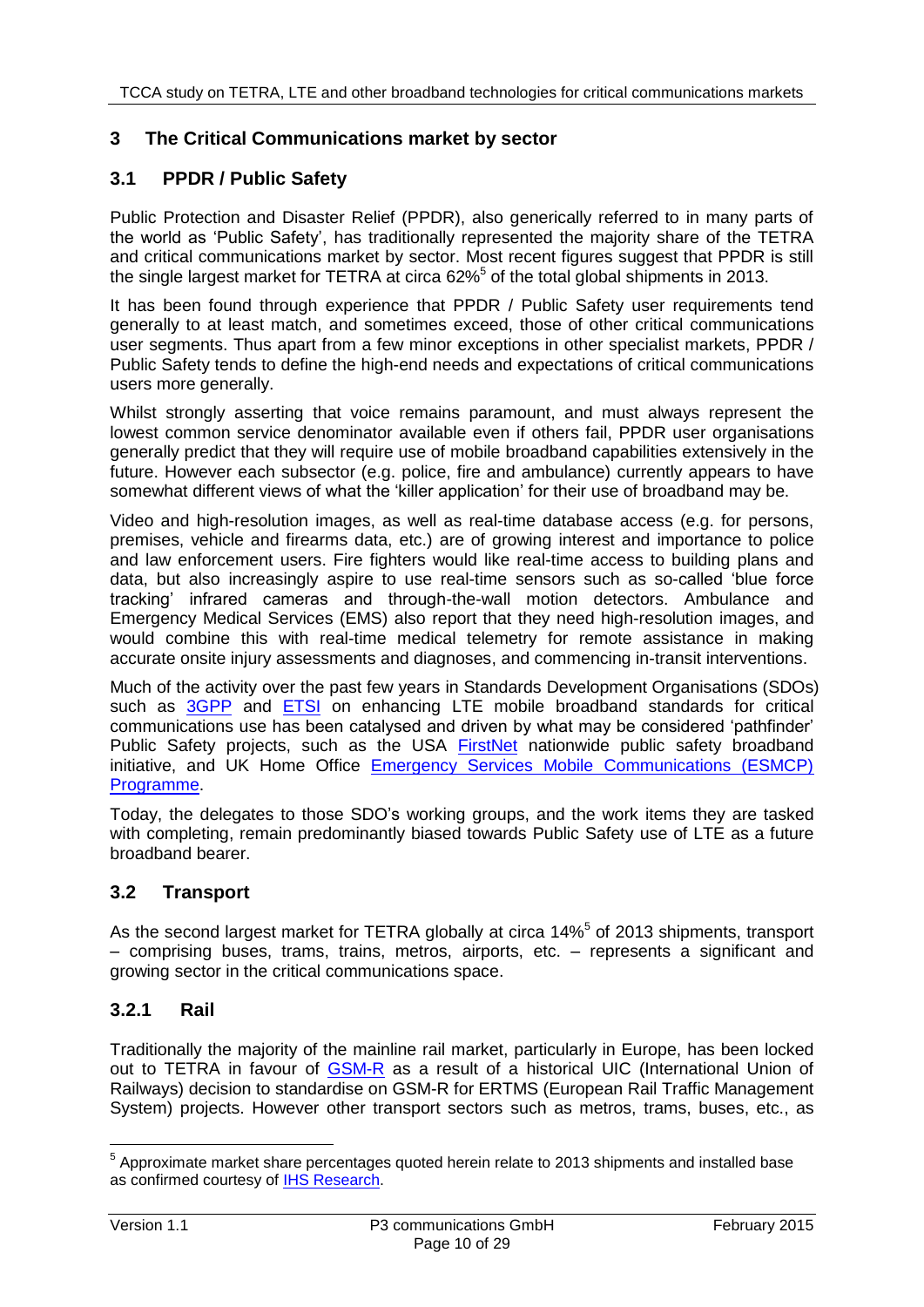## 3 The Critical Communications market by sector

### 3.1 PPDR / Public Safety

Public Protection and Disaster Relief (PPDR), also generically referred to in many parts of the world as 'Public Safety', has traditionally represented the majority share of the TETRA and critical communications market by sector. Most recent figures suggest that PPDR is still the single largest market for TETRA at circa 62%[5] of the total global shipments in 2013.

It has been found through experience that PPDR / Public Safety user requirements tend generally to at least match, and sometimes exceed, those of other critical communications user segments. Thus apart from a few minor exceptions in other specialist markets, PPDR / Public Safety tends to define the high-end needs and expectations of critical communications users more generally.

Whilst strongly asserting that voice remains paramount, and must always represent the lowest common service denominator available even if others fail, PPDR user organisations generally predict that they will require use of mobile broadband capabilities extensively in the future. However each subsector (e.g. police, fire and ambulance) currently appears to have somewhat different views of what the 'killer application' for their use of broadband may be.

Video and high-resolution images, as well as real-time database access (e.g. for persons, premises, vehicle and firearms data, etc.) are of growing interest and importance to police and law enforcement users. Fire fighters would like real-time access to building plans and data, but also increasingly aspire to use real-time sensors such as so-called 'blue force tracking' infrared cameras and through-the-wall motion detectors. Ambulance and Emergency Medical Services (EMS) also report that they need high-resolution images, and would combine this with real-time medical telemetry for remote assistance in making accurate onsite injury assessments and diagnoses, and commencing in-transit interventions.

Much of the activity over the past few years in Standards Development Organisations (SDOs) such as 3GPP and ETSI on enhancing LTE mobile broadband standards for critical communications use has been catalysed and driven by what may be considered 'pathfinder' Public Safety projects, such as the USA FirstNet nationwide public safety broadband initiative, and UK Home Office Emergency Services Mobile Communications (ESMCP) Programme.

Today, the delegates to those SDO's working groups, and the work items they are tasked with completing, remain predominantly biased towards Public Safety use of LTE as a future broadband bearer.

### 3.2 Transport

As the second largest market for TETRA globally at circa 14%[5] of 2013 shipments, transport – comprising buses, trams, trains, metros, airports, etc. – represents a significant and growing sector in the critical communications space.

#### 3.2.1 Rail

Traditionally the majority of the mainline rail market, particularly in Europe, has been locked out to TETRA in favour of GSM-R as a result of a historical UIC (International Union of Railways) decision to standardise on GSM-R for ERTMS (European Rail Traffic Management System) projects. However other transport sectors such as metros, trams, buses, etc., as

[5] Approximate market share percentages quoted herein relate to 2013 shipments and installed base as confirmed courtesy of IHS Research.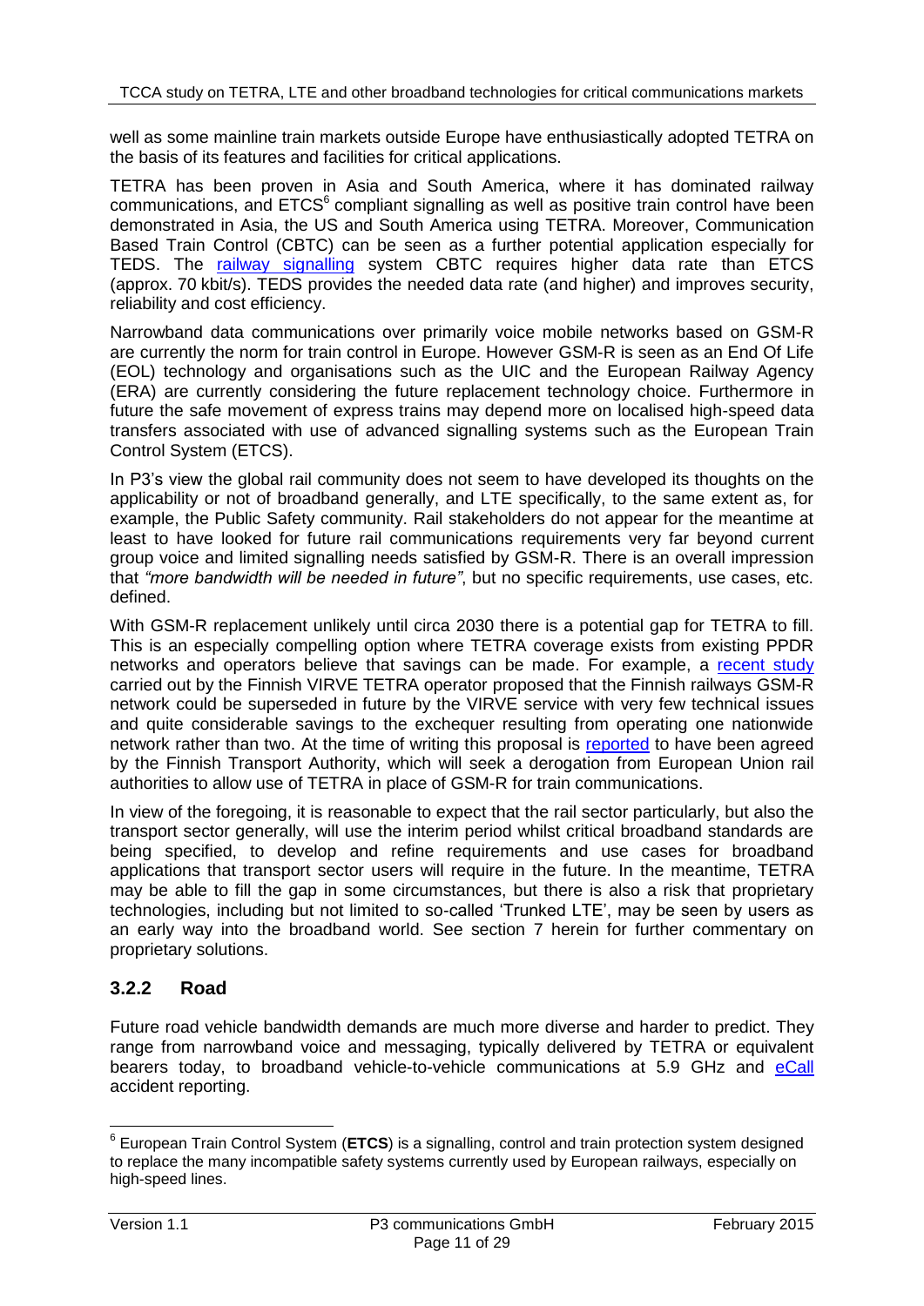well as some mainline train markets outside Europe have enthusiastically adopted TETRA on the basis of its features and facilities for critical applications.

TETRA has been proven in Asia and South America, where it has dominated railway communications, and ETCS[6] compliant signalling as well as positive train control have been demonstrated in Asia, the US and South America using TETRA. Moreover, Communication Based Train Control (CBTC) can be seen as a further potential application especially for TEDS. The railway signalling system CBTC requires higher data rate than ETCS (approx. 70 kbit/s). TEDS provides the needed data rate (and higher) and improves security, reliability and cost efficiency.

Narrowband data communications over primarily voice mobile networks based on GSM-R are currently the norm for train control in Europe. However GSM-R is seen as an End Of Life (EOL) technology and organisations such as the UIC and the European Railway Agency (ERA) are currently considering the future replacement technology choice. Furthermore in future the safe movement of express trains may depend more on localised high-speed data transfers associated with use of advanced signalling systems such as the European Train Control System (ETCS).

In P3's view the global rail community does not seem to have developed its thoughts on the applicability or not of broadband generally, and LTE specifically, to the same extent as, for example, the Public Safety community. Rail stakeholders do not appear for the meantime at least to have looked for future rail communications requirements very far beyond current group voice and limited signalling needs satisfied by GSM-R. There is an overall impression that *"more bandwidth will be needed in future"*, but no specific requirements, use cases, etc. defined.

With GSM-R replacement unlikely until circa 2030 there is a potential gap for TETRA to fill. This is an especially compelling option where TETRA coverage exists from existing PPDR networks and operators believe that savings can be made. For example, a recent study carried out by the Finnish VIRVE TETRA operator proposed that the Finnish railways GSM-R network could be superseded in future by the VIRVE service with very few technical issues and quite considerable savings to the exchequer resulting from operating one nationwide network rather than two. At the time of writing this proposal is reported to have been agreed by the Finnish Transport Authority, which will seek a derogation from European Union rail authorities to allow use of TETRA in place of GSM-R for train communications.

In view of the foregoing, it is reasonable to expect that the rail sector particularly, but also the transport sector generally, will use the interim period whilst critical broadband standards are being specified, to develop and refine requirements and use cases for broadband applications that transport sector users will require in the future. In the meantime, TETRA may be able to fill the gap in some circumstances, but there is also a risk that proprietary technologies, including but not limited to so-called 'Trunked LTE', may be seen by users as an early way into the broadband world. See section 7 herein for further commentary on proprietary solutions.

### 3.2.2 Road

Future road vehicle bandwidth demands are much more diverse and harder to predict. They range from narrowband voice and messaging, typically delivered by TETRA or equivalent bearers today, to broadband vehicle-to-vehicle communications at 5.9 GHz and eCall accident reporting.

[6] European Train Control System (**ETCS**) is a signalling, control and train protection system designed to replace the many incompatible safety systems currently used by European railways, especially on high-speed lines.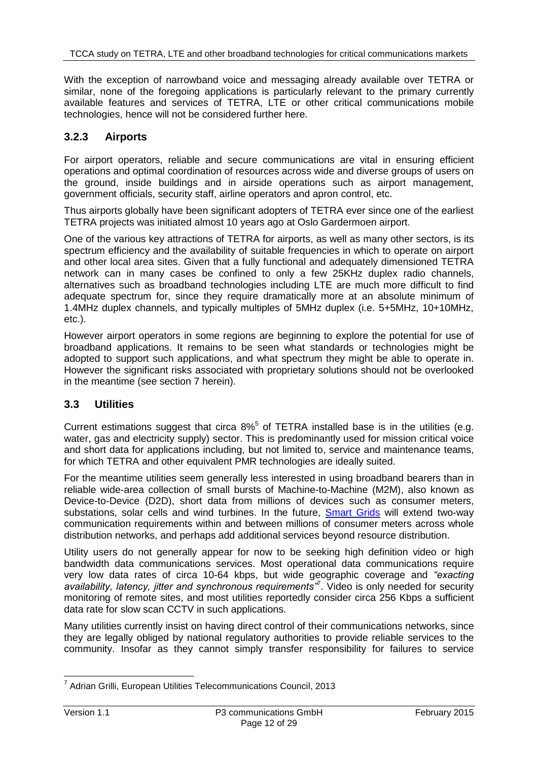With the exception of narrowband voice and messaging already available over TETRA or similar, none of the foregoing applications is particularly relevant to the primary currently available features and services of TETRA, LTE or other critical communications mobile technologies, hence will not be considered further here.

### 3.2.3 Airports

For airport operators, reliable and secure communications are vital in ensuring efficient operations and optimal coordination of resources across wide and diverse groups of users on the ground, inside buildings and in airside operations such as airport management, government officials, security staff, airline operators and apron control, etc.

Thus airports globally have been significant adopters of TETRA ever since one of the earliest TETRA projects was initiated almost 10 years ago at Oslo Gardermoen airport.

One of the various key attractions of TETRA for airports, as well as many other sectors, is its spectrum efficiency and the availability of suitable frequencies in which to operate on airport and other local area sites. Given that a fully functional and adequately dimensioned TETRA network can in many cases be confined to only a few 25KHz duplex radio channels, alternatives such as broadband technologies including LTE are much more difficult to find adequate spectrum for, since they require dramatically more at an absolute minimum of 1.4MHz duplex channels, and typically multiples of 5MHz duplex (i.e. 5+5MHz, 10+10MHz, etc.).

However airport operators in some regions are beginning to explore the potential for use of broadband applications. It remains to be seen what standards or technologies might be adopted to support such applications, and what spectrum they might be able to operate in. However the significant risks associated with proprietary solutions should not be overlooked in the meantime (see section 7 herein).

## 3.3 Utilities

Current estimations suggest that circa 8%[5] of TETRA installed base is in the utilities (e.g. water, gas and electricity supply) sector. This is predominantly used for mission critical voice and short data for applications including, but not limited to, service and maintenance teams, for which TETRA and other equivalent PMR technologies are ideally suited.

For the meantime utilities seem generally less interested in using broadband bearers than in reliable wide-area collection of small bursts of Machine-to-Machine (M2M), also known as Device-to-Device (D2D), short data from millions of devices such as consumer meters, substations, solar cells and wind turbines. In the future, Smart Grids will extend two-way communication requirements within and between millions of consumer meters across whole distribution networks, and perhaps add additional services beyond resource distribution.

Utility users do not generally appear for now to be seeking high definition video or high bandwidth data communications services. Most operational data communications require very low data rates of circa 10-64 kbps, but wide geographic coverage and *"exacting availability, latency, jitter and synchronous requirements"*[7]. Video is only needed for security monitoring of remote sites, and most utilities reportedly consider circa 256 Kbps a sufficient data rate for slow scan CCTV in such applications.

Many utilities currently insist on having direct control of their communications networks, since they are legally obliged by national regulatory authorities to provide reliable services to the community. Insofar as they cannot simply transfer responsibility for failures to service

---

[7] Adrian Grilli, European Utilities Telecommunications Council, 2013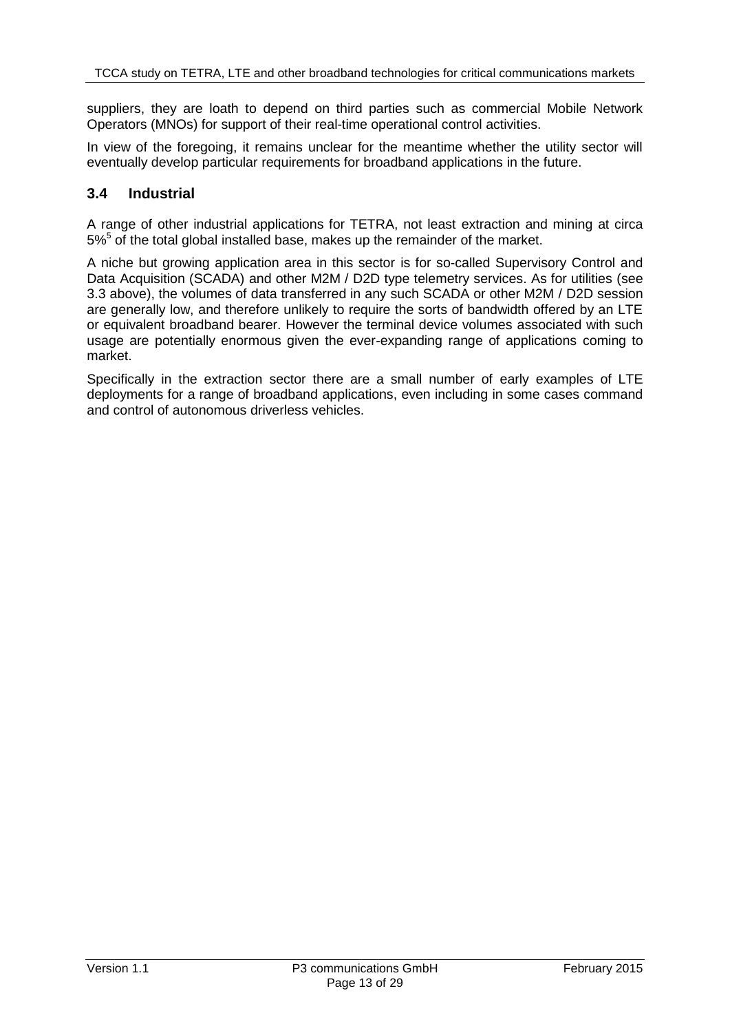suppliers, they are loath to depend on third parties such as commercial Mobile Network Operators (MNOs) for support of their real-time operational control activities.

In view of the foregoing, it remains unclear for the meantime whether the utility sector will eventually develop particular requirements for broadband applications in the future.

## 3.4 Industrial

A range of other industrial applications for TETRA, not least extraction and mining at circa 5%[5] of the total global installed base, makes up the remainder of the market.

A niche but growing application area in this sector is for so-called Supervisory Control and Data Acquisition (SCADA) and other M2M / D2D type telemetry services. As for utilities (see 3.3 above), the volumes of data transferred in any such SCADA or other M2M / D2D session are generally low, and therefore unlikely to require the sorts of bandwidth offered by an LTE or equivalent broadband bearer. However the terminal device volumes associated with such usage are potentially enormous given the ever-expanding range of applications coming to market.

Specifically in the extraction sector there are a small number of early examples of LTE deployments for a range of broadband applications, even including in some cases command and control of autonomous driverless vehicles.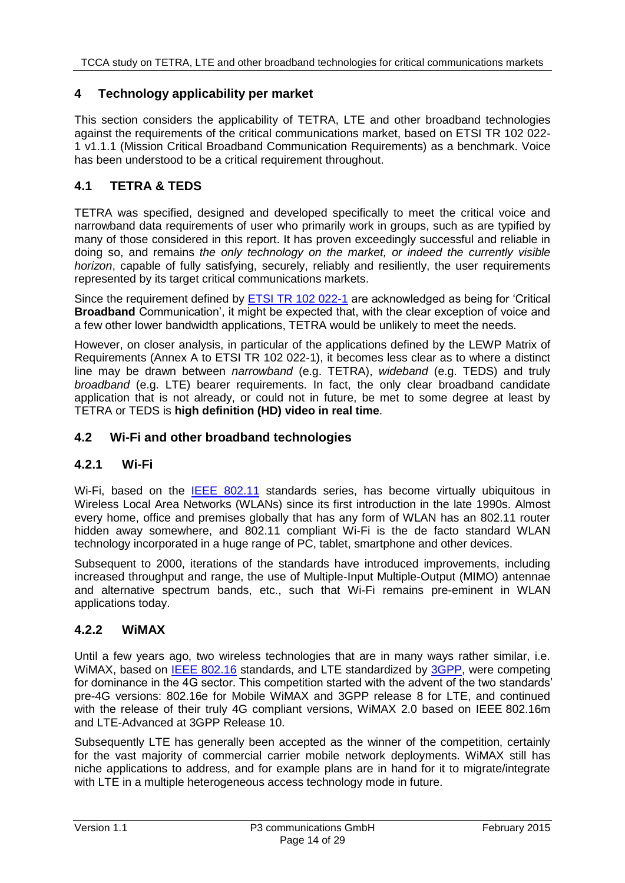# 4 Technology applicability per market

This section considers the applicability of TETRA, LTE and other broadband technologies against the requirements of the critical communications market, based on ETSI TR 102 022-1 v1.1.1 (Mission Critical Broadband Communication Requirements) as a benchmark. Voice has been understood to be a critical requirement throughout.

## 4.1 TETRA & TEDS

TETRA was specified, designed and developed specifically to meet the critical voice and narrowband data requirements of user who primarily work in groups, such as are typified by many of those considered in this report. It has proven exceedingly successful and reliable in doing so, and remains *the only technology on the market, or indeed the currently visible horizon*, capable of fully satisfying, securely, reliably and resiliently, the user requirements represented by its target critical communications markets.

Since the requirement defined by ETSI TR 102 022-1 are acknowledged as being for 'Critical **Broadband** Communication', it might be expected that, with the clear exception of voice and a few other lower bandwidth applications, TETRA would be unlikely to meet the needs.

However, on closer analysis, in particular of the applications defined by the LEWP Matrix of Requirements (Annex A to ETSI TR 102 022-1), it becomes less clear as to where a distinct line may be drawn between *narrowband* (e.g. TETRA), *wideband* (e.g. TEDS) and truly *broadband* (e.g. LTE) bearer requirements. In fact, the only clear broadband candidate application that is not already, or could not in future, be met to some degree at least by TETRA or TEDS is **high definition (HD) video in real time**.

## 4.2 Wi-Fi and other broadband technologies

### 4.2.1 Wi-Fi

Wi-Fi, based on the IEEE 802.11 standards series, has become virtually ubiquitous in Wireless Local Area Networks (WLANs) since its first introduction in the late 1990s. Almost every home, office and premises globally that has any form of WLAN has an 802.11 router hidden away somewhere, and 802.11 compliant Wi-Fi is the de facto standard WLAN technology incorporated in a huge range of PC, tablet, smartphone and other devices.

Subsequent to 2000, iterations of the standards have introduced improvements, including increased throughput and range, the use of Multiple-Input Multiple-Output (MIMO) antennae and alternative spectrum bands, etc., such that Wi-Fi remains pre-eminent in WLAN applications today.

### 4.2.2 WiMAX

Until a few years ago, two wireless technologies that are in many ways rather similar, i.e. WiMAX, based on IEEE 802.16 standards, and LTE standardized by 3GPP, were competing for dominance in the 4G sector. This competition started with the advent of the two standards' pre-4G versions: 802.16e for Mobile WiMAX and 3GPP release 8 for LTE, and continued with the release of their truly 4G compliant versions, WiMAX 2.0 based on IEEE 802.16m and LTE-Advanced at 3GPP Release 10.

Subsequently LTE has generally been accepted as the winner of the competition, certainly for the vast majority of commercial carrier mobile network deployments. WiMAX still has niche applications to address, and for example plans are in hand for it to migrate/integrate with LTE in a multiple heterogeneous access technology mode in future.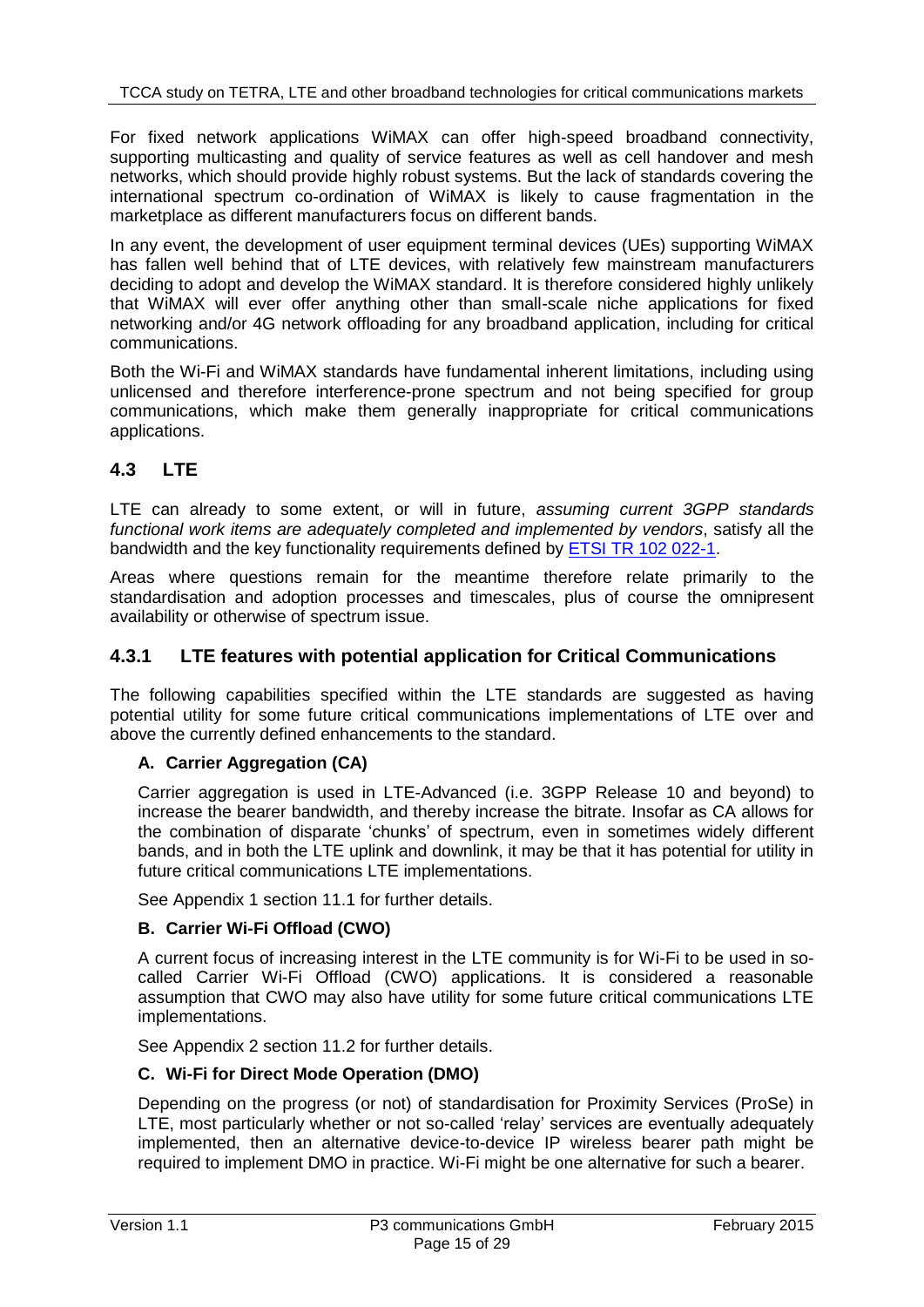For fixed network applications WiMAX can offer high-speed broadband connectivity, supporting multicasting and quality of service features as well as cell handover and mesh networks, which should provide highly robust systems. But the lack of standards covering the international spectrum co-ordination of WiMAX is likely to cause fragmentation in the marketplace as different manufacturers focus on different bands.

In any event, the development of user equipment terminal devices (UEs) supporting WiMAX has fallen well behind that of LTE devices, with relatively few mainstream manufacturers deciding to adopt and develop the WiMAX standard. It is therefore considered highly unlikely that WiMAX will ever offer anything other than small-scale niche applications for fixed networking and/or 4G network offloading for any broadband application, including for critical communications.

Both the Wi-Fi and WiMAX standards have fundamental inherent limitations, including using unlicensed and therefore interference-prone spectrum and not being specified for group communications, which make them generally inappropriate for critical communications applications.

## 4.3 LTE

LTE can already to some extent, or will in future, *assuming current 3GPP standards functional work items are adequately completed and implemented by vendors*, satisfy all the bandwidth and the key functionality requirements defined by ETSI TR 102 022-1.

Areas where questions remain for the meantime therefore relate primarily to the standardisation and adoption processes and timescales, plus of course the omnipresent availability or otherwise of spectrum issue.

### 4.3.1 LTE features with potential application for Critical Communications

The following capabilities specified within the LTE standards are suggested as having potential utility for some future critical communications implementations of LTE over and above the currently defined enhancements to the standard.

**A. Carrier Aggregation (CA)**

Carrier aggregation is used in LTE-Advanced (i.e. 3GPP Release 10 and beyond) to increase the bearer bandwidth, and thereby increase the bitrate. Insofar as CA allows for the combination of disparate ‘chunks’ of spectrum, even in sometimes widely different bands, and in both the LTE uplink and downlink, it may be that it has potential for utility in future critical communications LTE implementations.

See Appendix 1 section 11.1 for further details.

**B. Carrier Wi-Fi Offload (CWO)**

A current focus of increasing interest in the LTE community is for Wi-Fi to be used in so-called Carrier Wi-Fi Offload (CWO) applications. It is considered a reasonable assumption that CWO may also have utility for some future critical communications LTE implementations.

See Appendix 2 section 11.2 for further details.

**C. Wi-Fi for Direct Mode Operation (DMO)**

Depending on the progress (or not) of standardisation for Proximity Services (ProSe) in LTE, most particularly whether or not so-called ‘relay’ services are eventually adequately implemented, then an alternative device-to-device IP wireless bearer path might be required to implement DMO in practice. Wi-Fi might be one alternative for such a bearer.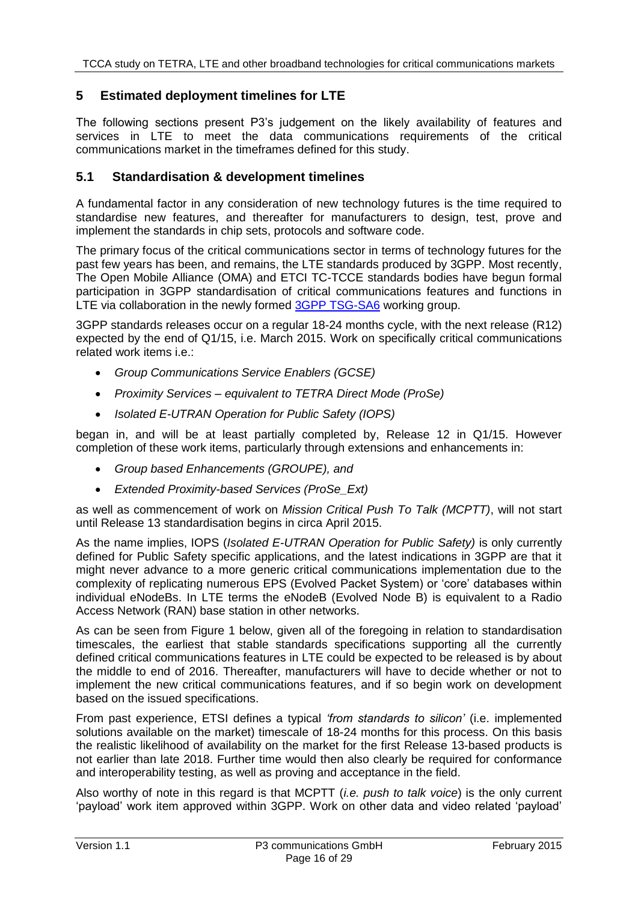## 5 Estimated deployment timelines for LTE

The following sections present P3's judgement on the likely availability of features and services in LTE to meet the data communications requirements of the critical communications market in the timeframes defined for this study.

### 5.1 Standardisation & development timelines

A fundamental factor in any consideration of new technology futures is the time required to standardise new features, and thereafter for manufacturers to design, test, prove and implement the standards in chip sets, protocols and software code.

The primary focus of the critical communications sector in terms of technology futures for the past few years has been, and remains, the LTE standards produced by 3GPP. Most recently, The Open Mobile Alliance (OMA) and ETCI TC-TCCE standards bodies have begun formal participation in 3GPP standardisation of critical communications features and functions in LTE via collaboration in the newly formed 3GPP TSG-SA6 working group.

3GPP standards releases occur on a regular 18-24 months cycle, with the next release (R12) expected by the end of Q1/15, i.e. March 2015. Work on specifically critical communications related work items i.e.:

- *Group Communications Service Enablers (GCSE)*
- *Proximity Services – equivalent to TETRA Direct Mode (ProSe)*
- *Isolated E-UTRAN Operation for Public Safety (IOPS)*

began in, and will be at least partially completed by, Release 12 in Q1/15. However completion of these work items, particularly through extensions and enhancements in:

- *Group based Enhancements (GROUPE), and*
- *Extended Proximity-based Services (ProSe_Ext)*

as well as commencement of work on *Mission Critical Push To Talk (MCPTT)*, will not start until Release 13 standardisation begins in circa April 2015.

As the name implies, IOPS (*Isolated E-UTRAN Operation for Public Safety)* is only currently defined for Public Safety specific applications, and the latest indications in 3GPP are that it might never advance to a more generic critical communications implementation due to the complexity of replicating numerous EPS (Evolved Packet System) or 'core' databases within individual eNodeBs. In LTE terms the eNodeB (Evolved Node B) is equivalent to a Radio Access Network (RAN) base station in other networks.

As can be seen from Figure 1 below, given all of the foregoing in relation to standardisation timescales, the earliest that stable standards specifications supporting all the currently defined critical communications features in LTE could be expected to be released is by about the middle to end of 2016. Thereafter, manufacturers will have to decide whether or not to implement the new critical communications features, and if so begin work on development based on the issued specifications.

From past experience, ETSI defines a typical *'from standards to silicon'* (i.e. implemented solutions available on the market) timescale of 18-24 months for this process. On this basis the realistic likelihood of availability on the market for the first Release 13-based products is not earlier than late 2018. Further time would then also clearly be required for conformance and interoperability testing, as well as proving and acceptance in the field.

Also worthy of note in this regard is that MCPTT (*i.e. push to talk voice*) is the only current 'payload' work item approved within 3GPP. Work on other data and video related 'payload'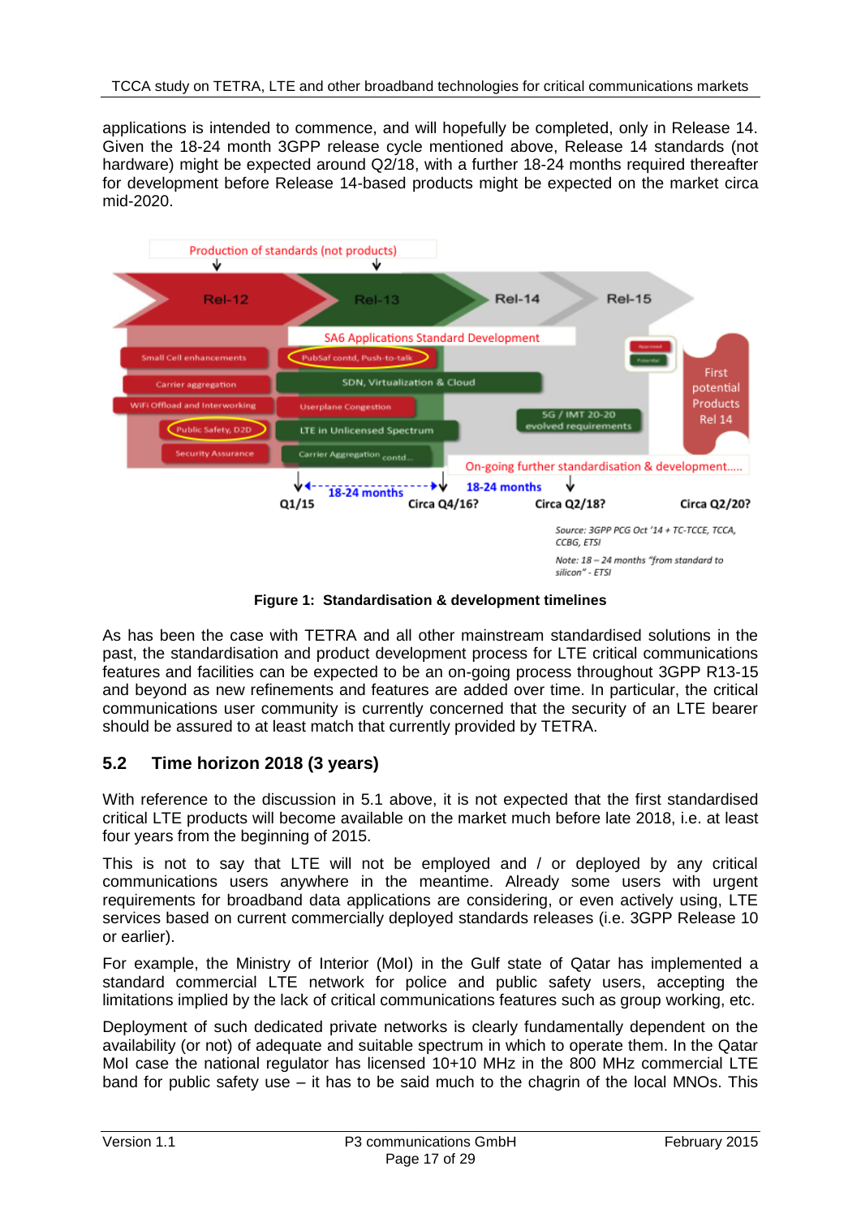applications is intended to commence, and will hopefully be completed, only in Release 14. Given the 18-24 month 3GPP release cycle mentioned above, Release 14 standards (not hardware) might be expected around Q2/18, with a further 18-24 months required thereafter for development before Release 14-based products might be expected on the market circa mid-2020.

**Figure 1: Standardisation & development timelines**

As has been the case with TETRA and all other mainstream standardised solutions in the past, the standardisation and product development process for LTE critical communications features and facilities can be expected to be an on-going process throughout 3GPP R13-15 and beyond as new refinements and features are added over time. In particular, the critical communications user community is currently concerned that the security of an LTE bearer should be assured to at least match that currently provided by TETRA.

## 5.2 Time horizon 2018 (3 years)

With reference to the discussion in 5.1 above, it is not expected that the first standardised critical LTE products will become available on the market much before late 2018, i.e. at least four years from the beginning of 2015.

This is not to say that LTE will not be employed and / or deployed by any critical communications users anywhere in the meantime. Already some users with urgent requirements for broadband data applications are considering, or even actively using, LTE services based on current commercially deployed standards releases (i.e. 3GPP Release 10 or earlier).

For example, the Ministry of Interior (MoI) in the Gulf state of Qatar has implemented a standard commercial LTE network for police and public safety users, accepting the limitations implied by the lack of critical communications features such as group working, etc.

Deployment of such dedicated private networks is clearly fundamentally dependent on the availability (or not) of adequate and suitable spectrum in which to operate them. In the Qatar MoI case the national regulator has licensed 10+10 MHz in the 800 MHz commercial LTE band for public safety use – it has to be said much to the chagrin of the local MNOs. This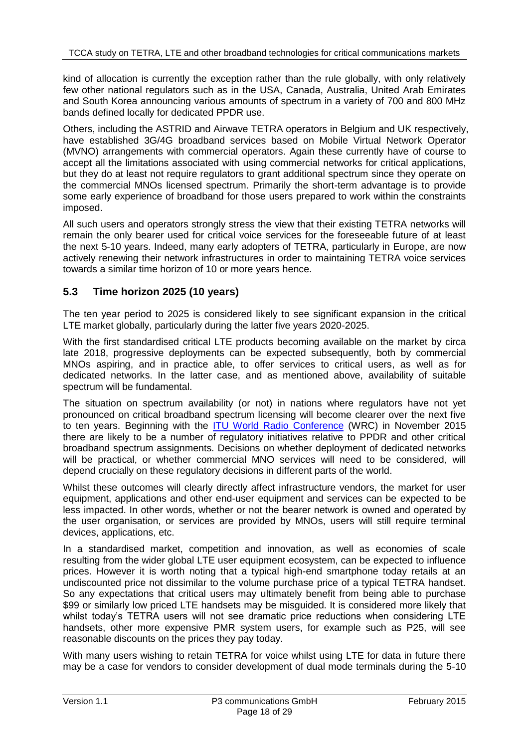kind of allocation is currently the exception rather than the rule globally, with only relatively few other national regulators such as in the USA, Canada, Australia, United Arab Emirates and South Korea announcing various amounts of spectrum in a variety of 700 and 800 MHz bands defined locally for dedicated PPDR use.

Others, including the ASTRID and Airwave TETRA operators in Belgium and UK respectively, have established 3G/4G broadband services based on Mobile Virtual Network Operator (MVNO) arrangements with commercial operators. Again these currently have of course to accept all the limitations associated with using commercial networks for critical applications, but they do at least not require regulators to grant additional spectrum since they operate on the commercial MNOs licensed spectrum. Primarily the short-term advantage is to provide some early experience of broadband for those users prepared to work within the constraints imposed.

All such users and operators strongly stress the view that their existing TETRA networks will remain the only bearer used for critical voice services for the foreseeable future of at least the next 5-10 years. Indeed, many early adopters of TETRA, particularly in Europe, are now actively renewing their network infrastructures in order to maintaining TETRA voice services towards a similar time horizon of 10 or more years hence.

## 5.3 Time horizon 2025 (10 years)

The ten year period to 2025 is considered likely to see significant expansion in the critical LTE market globally, particularly during the latter five years 2020-2025.

With the first standardised critical LTE products becoming available on the market by circa late 2018, progressive deployments can be expected subsequently, both by commercial MNOs aspiring, and in practice able, to offer services to critical users, as well as for dedicated networks. In the latter case, and as mentioned above, availability of suitable spectrum will be fundamental.

The situation on spectrum availability (or not) in nations where regulators have not yet pronounced on critical broadband spectrum licensing will become clearer over the next five to ten years. Beginning with the ITU World Radio Conference (WRC) in November 2015 there are likely to be a number of regulatory initiatives relative to PPDR and other critical broadband spectrum assignments. Decisions on whether deployment of dedicated networks will be practical, or whether commercial MNO services will need to be considered, will depend crucially on these regulatory decisions in different parts of the world.

Whilst these outcomes will clearly directly affect infrastructure vendors, the market for user equipment, applications and other end-user equipment and services can be expected to be less impacted. In other words, whether or not the bearer network is owned and operated by the user organisation, or services are provided by MNOs, users will still require terminal devices, applications, etc.

In a standardised market, competition and innovation, as well as economies of scale resulting from the wider global LTE user equipment ecosystem, can be expected to influence prices. However it is worth noting that a typical high-end smartphone today retails at an undiscounted price not dissimilar to the volume purchase price of a typical TETRA handset. So any expectations that critical users may ultimately benefit from being able to purchase $99 or similarly low priced LTE handsets may be misguided. It is considered more likely that whilst today's TETRA users will not see dramatic price reductions when considering LTE handsets, other more expensive PMR system users, for example such as P25, will see reasonable discounts on the prices they pay today.

With many users wishing to retain TETRA for voice whilst using LTE for data in future there may be a case for vendors to consider development of dual mode terminals during the 5-10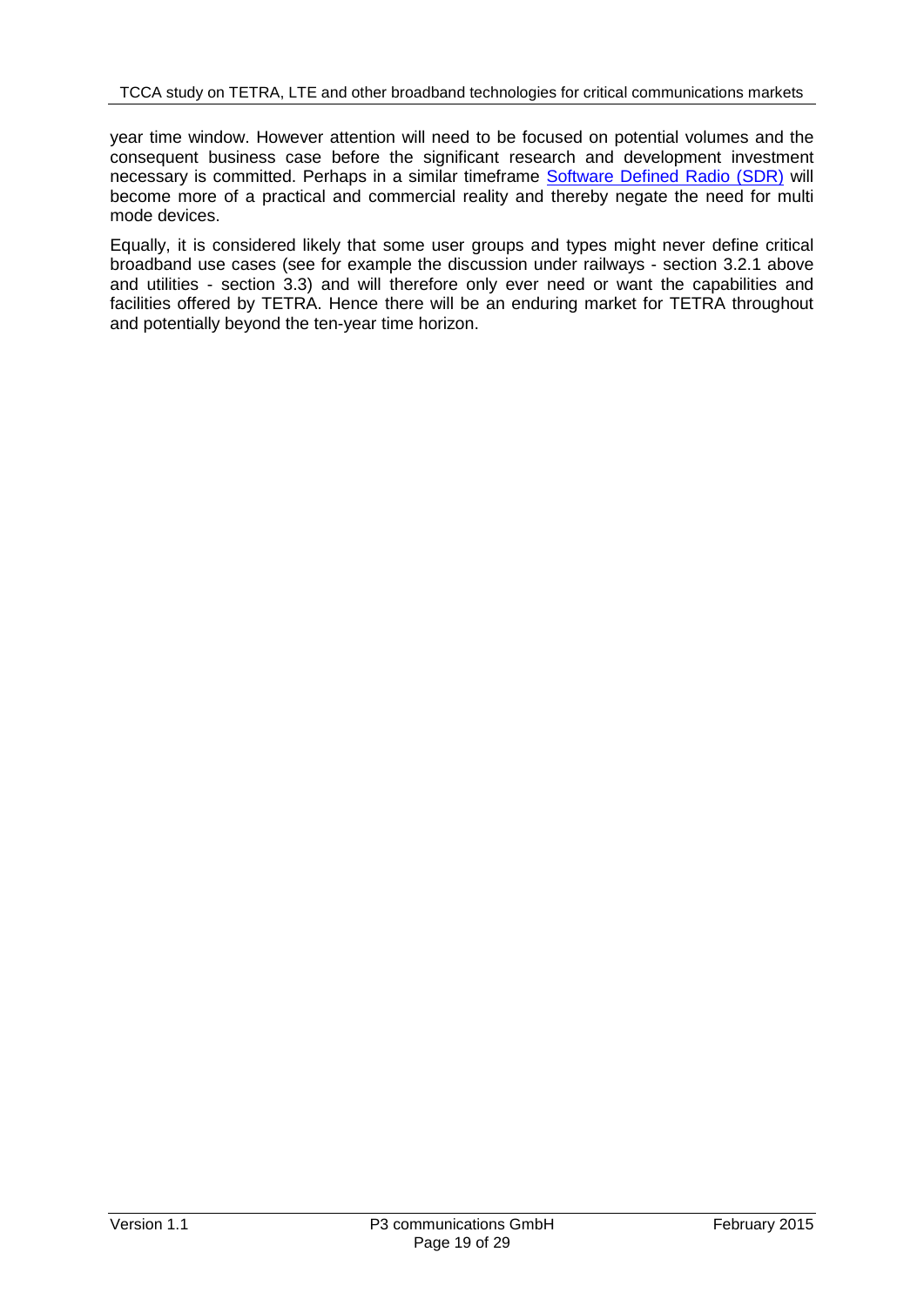year time window. However attention will need to be focused on potential volumes and the consequent business case before the significant research and development investment necessary is committed. Perhaps in a similar timeframe Software Defined Radio (SDR) will become more of a practical and commercial reality and thereby negate the need for multi mode devices.

Equally, it is considered likely that some user groups and types might never define critical broadband use cases (see for example the discussion under railways - section 3.2.1 above and utilities - section 3.3) and will therefore only ever need or want the capabilities and facilities offered by TETRA. Hence there will be an enduring market for TETRA throughout and potentially beyond the ten-year time horizon.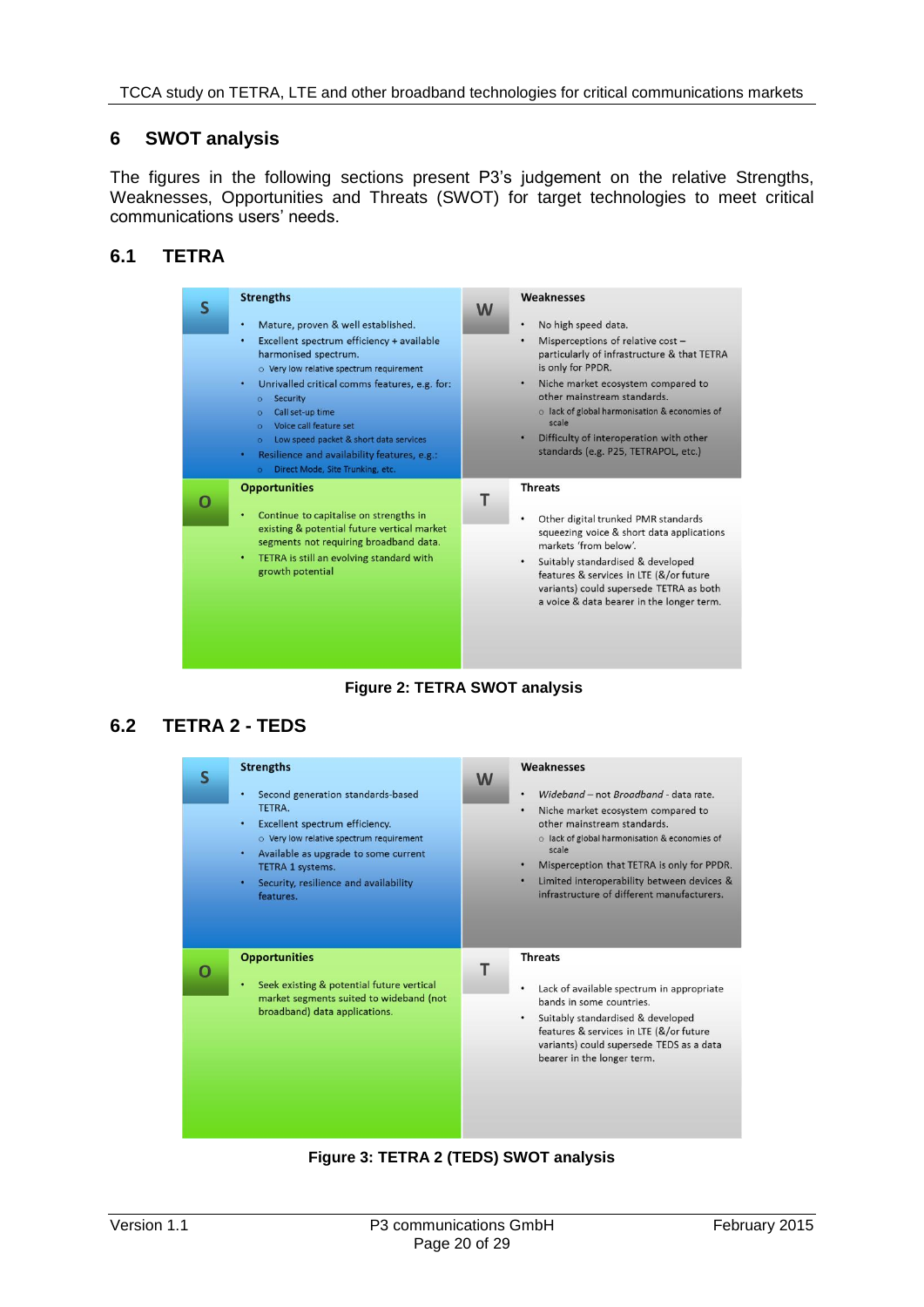# 6 SWOT analysis

The figures in the following sections present P3's judgement on the relative Strengths, Weaknesses, Opportunities and Threats (SWOT) for target technologies to meet critical communications users' needs.

## 6.1 TETRA

**S — Strengths**

- Mature, proven & well established.
- Excellent spectrum efficiency + available harmonised spectrum.
  - Very low relative spectrum requirement
- Unrivalled critical comms features, e.g. for:
  - Security
  - Call set-up time
  - Voice call feature set
  - Low speed packet & short data services
- Resilience and availability features, e.g.:
  - Direct Mode, Site Trunking, etc.

**W — Weaknesses**

- No high speed data.
- Misperceptions of relative cost – particularly of infrastructure & that TETRA is only for PPDR.
- Niche market ecosystem compared to other mainstream standards.
  - lack of global harmonisation & economies of scale
- Difficulty of interoperation with other standards (e.g. P25, TETRAPOL, etc.)

**O — Opportunities**

- Continue to capitalise on strengths in existing & potential future vertical market segments not requiring broadband data.
- TETRA is still an evolving standard with growth potential

**T — Threats**

- Other digital trunked PMR standards squeezing voice & short data applications markets 'from below'.
- Suitably standardised & developed features & services in LTE (&/or future variants) could supersede TETRA as both a voice & data bearer in the longer term.

**Figure 2: TETRA SWOT analysis**

## 6.2 TETRA 2 - TEDS

**S — Strengths**

- Second generation standards-based TETRA.
- Excellent spectrum efficiency.
  - Very low relative spectrum requirement
- Available as upgrade to some current TETRA 1 systems.
- Security, resilience and availability features.

**W — Weaknesses**

- *Wideband* – not *Broadband* - data rate.
- Niche market ecosystem compared to other mainstream standards.
  - lack of global harmonisation & economies of scale
- Misperception that TETRA is only for PPDR.
- Limited interoperability between devices & infrastructure of different manufacturers.

**O — Opportunities**

- Seek existing & potential future vertical market segments suited to wideband (not broadband) data applications.

**T — Threats**

- Lack of available spectrum in appropriate bands in some countries.
- Suitably standardised & developed features & services in LTE (&/or future variants) could supersede TEDS as a data bearer in the longer term.

**Figure 3: TETRA 2 (TEDS) SWOT analysis**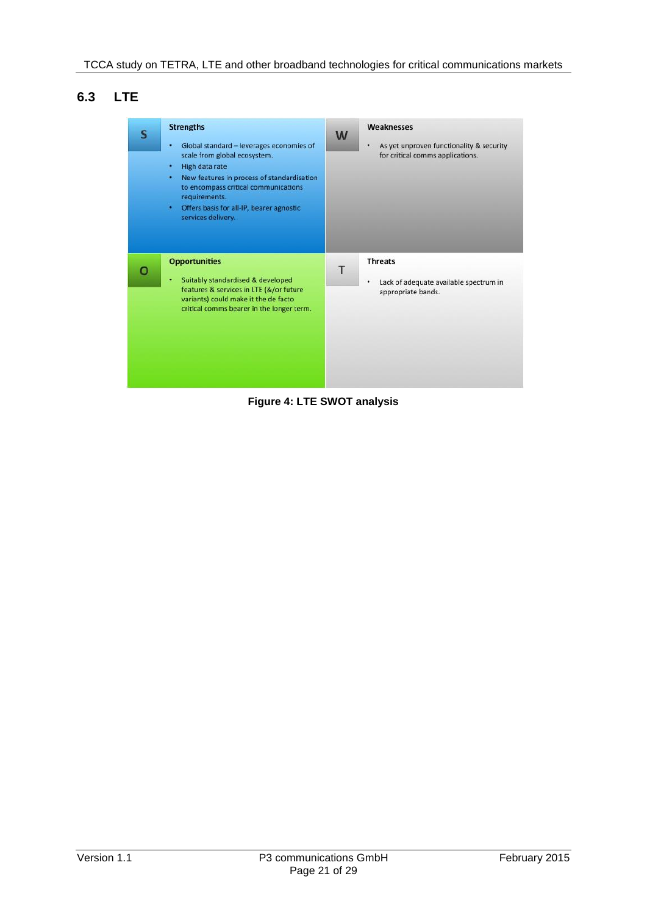## 6.3 LTE

| S | Strengths | W | Weaknesses |
|---|---|---|---|
| | • Global standard – leverages economies of scale from global ecosystem.<br>• High data rate<br>• New features in process of standardisation to encompass critical communications requirements.<br>• Offers basis for all-IP, bearer agnostic services delivery. | | • As yet unproven functionality & security for critical comms applications. |
| **O** | **Opportunities** | **T** | **Threats** |
| | • Suitably standardised & developed features & services in LTE (&/or future variants) could make it the de facto critical comms bearer in the longer term. | | • Lack of adequate available spectrum in appropriate bands. |

**Figure 4: LTE SWOT analysis**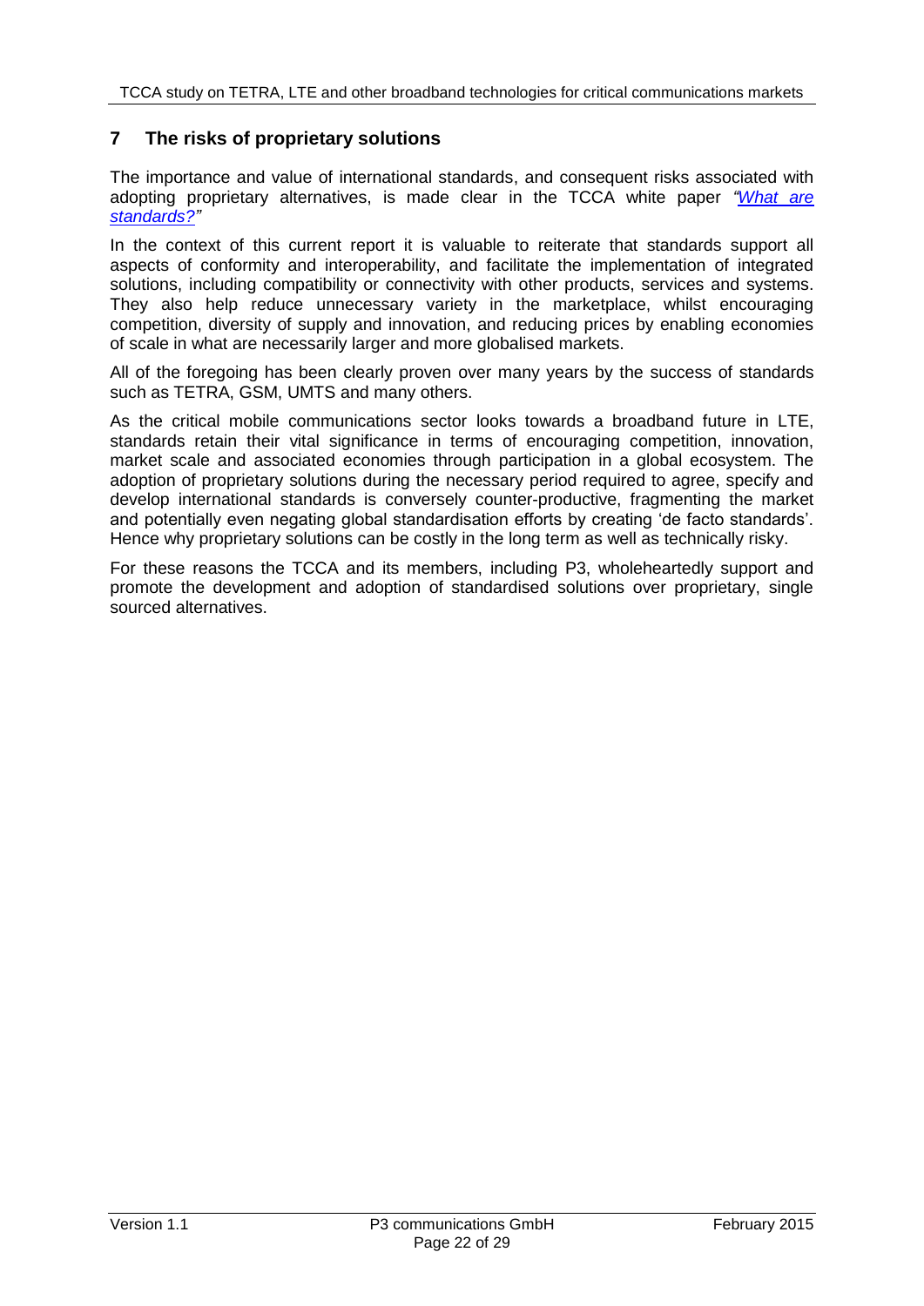## 7 The risks of proprietary solutions

The importance and value of international standards, and consequent risks associated with adopting proprietary alternatives, is made clear in the TCCA white paper *"What are standards?"*

In the context of this current report it is valuable to reiterate that standards support all aspects of conformity and interoperability, and facilitate the implementation of integrated solutions, including compatibility or connectivity with other products, services and systems. They also help reduce unnecessary variety in the marketplace, whilst encouraging competition, diversity of supply and innovation, and reducing prices by enabling economies of scale in what are necessarily larger and more globalised markets.

All of the foregoing has been clearly proven over many years by the success of standards such as TETRA, GSM, UMTS and many others.

As the critical mobile communications sector looks towards a broadband future in LTE, standards retain their vital significance in terms of encouraging competition, innovation, market scale and associated economies through participation in a global ecosystem. The adoption of proprietary solutions during the necessary period required to agree, specify and develop international standards is conversely counter-productive, fragmenting the market and potentially even negating global standardisation efforts by creating 'de facto standards'. Hence why proprietary solutions can be costly in the long term as well as technically risky.

For these reasons the TCCA and its members, including P3, wholeheartedly support and promote the development and adoption of standardised solutions over proprietary, single sourced alternatives.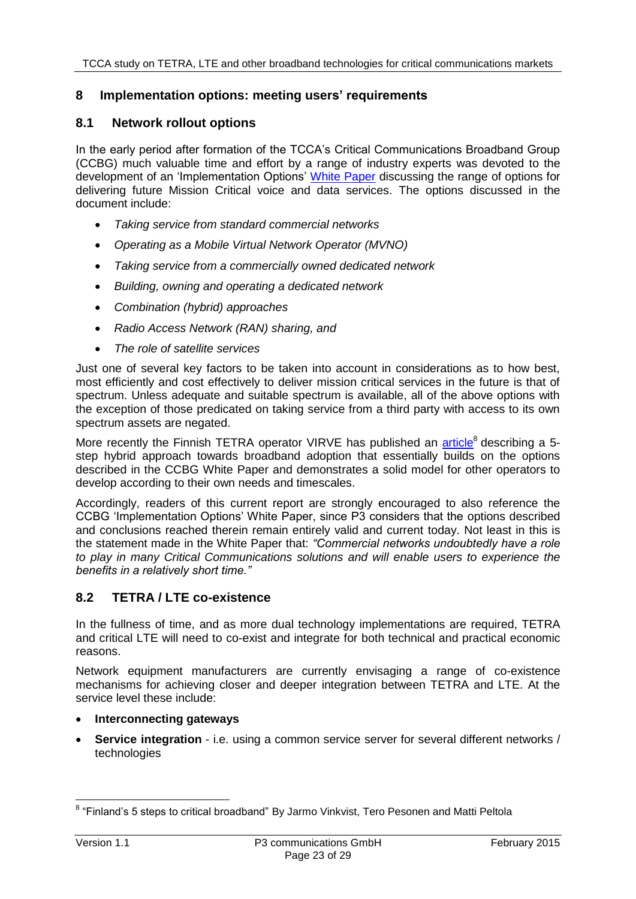## 8 Implementation options: meeting users' requirements

### 8.1 Network rollout options

In the early period after formation of the TCCA's Critical Communications Broadband Group (CCBG) much valuable time and effort by a range of industry experts was devoted to the development of an 'Implementation Options' White Paper discussing the range of options for delivering future Mission Critical voice and data services. The options discussed in the document include:

- *Taking service from standard commercial networks*
- *Operating as a Mobile Virtual Network Operator (MVNO)*
- *Taking service from a commercially owned dedicated network*
- *Building, owning and operating a dedicated network*
- *Combination (hybrid) approaches*
- *Radio Access Network (RAN) sharing, and*
- *The role of satellite services*

Just one of several key factors to be taken into account in considerations as to how best, most efficiently and cost effectively to deliver mission critical services in the future is that of spectrum. Unless adequate and suitable spectrum is available, all of the above options with the exception of those predicated on taking service from a third party with access to its own spectrum assets are negated.

More recently the Finnish TETRA operator VIRVE has published an article[8] describing a 5-step hybrid approach towards broadband adoption that essentially builds on the options described in the CCBG White Paper and demonstrates a solid model for other operators to develop according to their own needs and timescales.

Accordingly, readers of this current report are strongly encouraged to also reference the CCBG 'Implementation Options' White Paper, since P3 considers that the options described and conclusions reached therein remain entirely valid and current today. Not least in this is the statement made in the White Paper that: *"Commercial networks undoubtedly have a role to play in many Critical Communications solutions and will enable users to experience the benefits in a relatively short time."*

### 8.2 TETRA / LTE co-existence

In the fullness of time, and as more dual technology implementations are required, TETRA and critical LTE will need to co-exist and integrate for both technical and practical economic reasons.

Network equipment manufacturers are currently envisaging a range of co-existence mechanisms for achieving closer and deeper integration between TETRA and LTE. At the service level these include:

- **Interconnecting gateways**
- **Service integration** - i.e. using a common service server for several different networks / technologies

[8] "Finland's 5 steps to critical broadband" By Jarmo Vinkvist, Tero Pesonen and Matti Peltola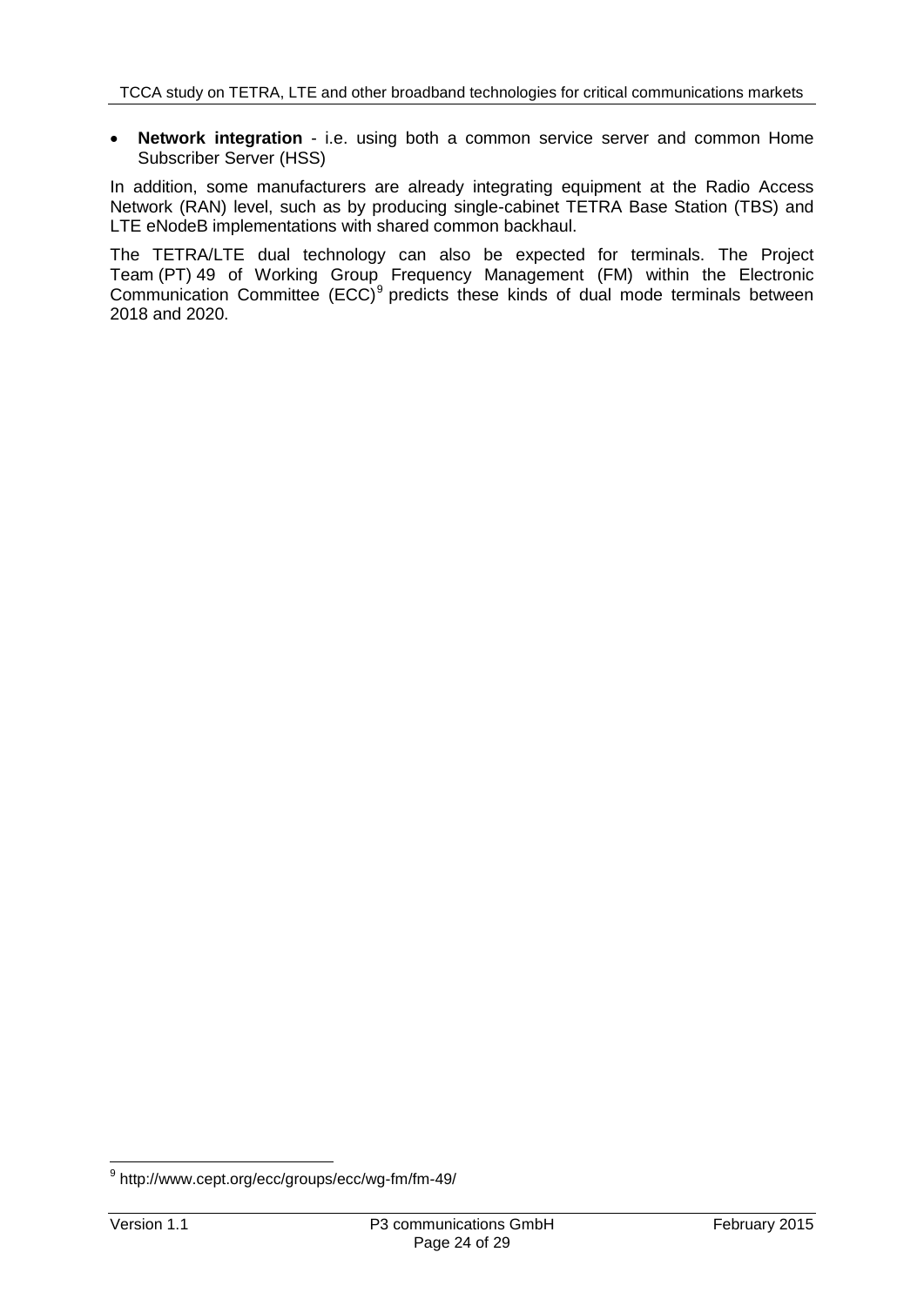- **Network integration** - i.e. using both a common service server and common Home Subscriber Server (HSS)

In addition, some manufacturers are already integrating equipment at the Radio Access Network (RAN) level, such as by producing single-cabinet TETRA Base Station (TBS) and LTE eNodeB implementations with shared common backhaul.

The TETRA/LTE dual technology can also be expected for terminals. The Project Team (PT) 49 of Working Group Frequency Management (FM) within the Electronic Communication Committee (ECC)[9] predicts these kinds of dual mode terminals between 2018 and 2020.

[9] http://www.cept.org/ecc/groups/ecc/wg-fm/fm-49/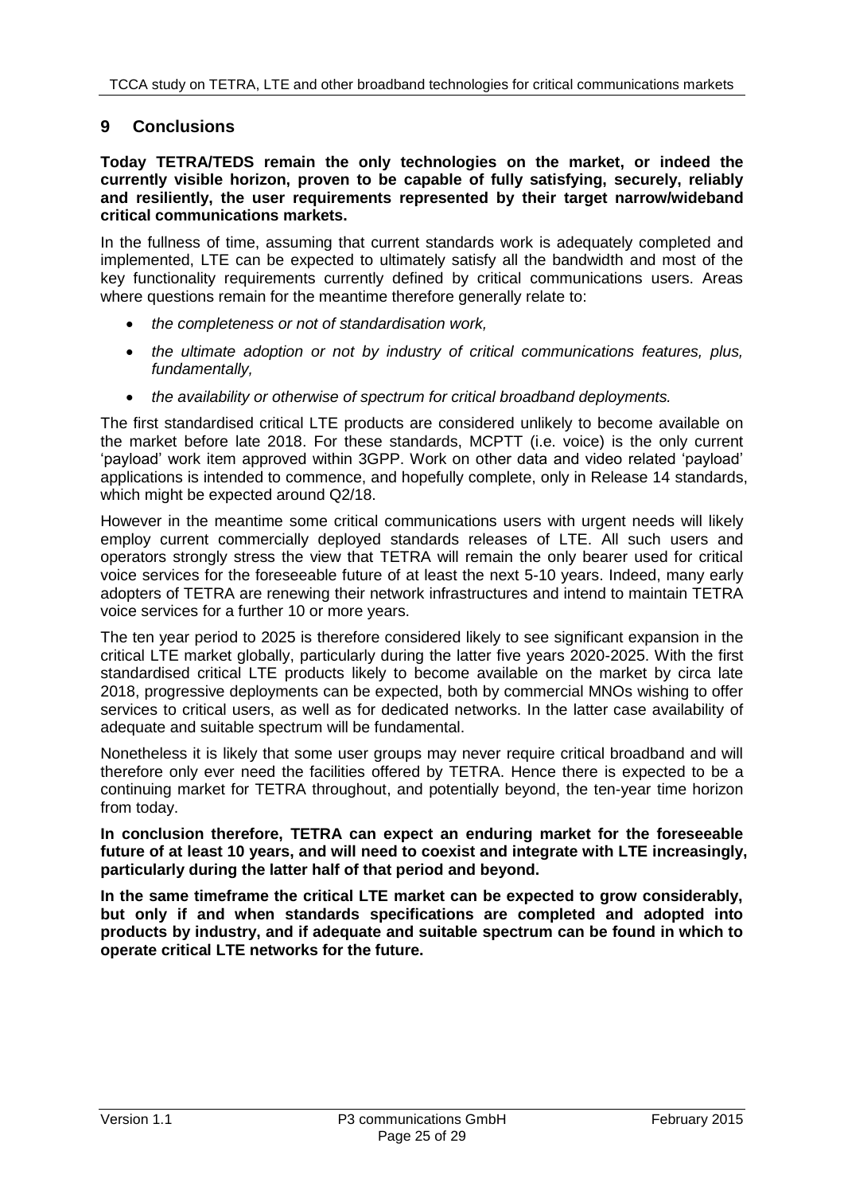## 9 Conclusions

**Today TETRA/TEDS remain the only technologies on the market, or indeed the currently visible horizon, proven to be capable of fully satisfying, securely, reliably and resiliently, the user requirements represented by their target narrow/wideband critical communications markets.**

In the fullness of time, assuming that current standards work is adequately completed and implemented, LTE can be expected to ultimately satisfy all the bandwidth and most of the key functionality requirements currently defined by critical communications users. Areas where questions remain for the meantime therefore generally relate to:

- *the completeness or not of standardisation work,*
- *the ultimate adoption or not by industry of critical communications features, plus, fundamentally,*
- *the availability or otherwise of spectrum for critical broadband deployments.*

The first standardised critical LTE products are considered unlikely to become available on the market before late 2018. For these standards, MCPTT (i.e. voice) is the only current 'payload' work item approved within 3GPP. Work on other data and video related 'payload' applications is intended to commence, and hopefully complete, only in Release 14 standards, which might be expected around Q2/18.

However in the meantime some critical communications users with urgent needs will likely employ current commercially deployed standards releases of LTE. All such users and operators strongly stress the view that TETRA will remain the only bearer used for critical voice services for the foreseeable future of at least the next 5-10 years. Indeed, many early adopters of TETRA are renewing their network infrastructures and intend to maintain TETRA voice services for a further 10 or more years.

The ten year period to 2025 is therefore considered likely to see significant expansion in the critical LTE market globally, particularly during the latter five years 2020-2025. With the first standardised critical LTE products likely to become available on the market by circa late 2018, progressive deployments can be expected, both by commercial MNOs wishing to offer services to critical users, as well as for dedicated networks. In the latter case availability of adequate and suitable spectrum will be fundamental.

Nonetheless it is likely that some user groups may never require critical broadband and will therefore only ever need the facilities offered by TETRA. Hence there is expected to be a continuing market for TETRA throughout, and potentially beyond, the ten-year time horizon from today.

**In conclusion therefore, TETRA can expect an enduring market for the foreseeable future of at least 10 years, and will need to coexist and integrate with LTE increasingly, particularly during the latter half of that period and beyond.**

**In the same timeframe the critical LTE market can be expected to grow considerably, but only if and when standards specifications are completed and adopted into products by industry, and if adequate and suitable spectrum can be found in which to operate critical LTE networks for the future.**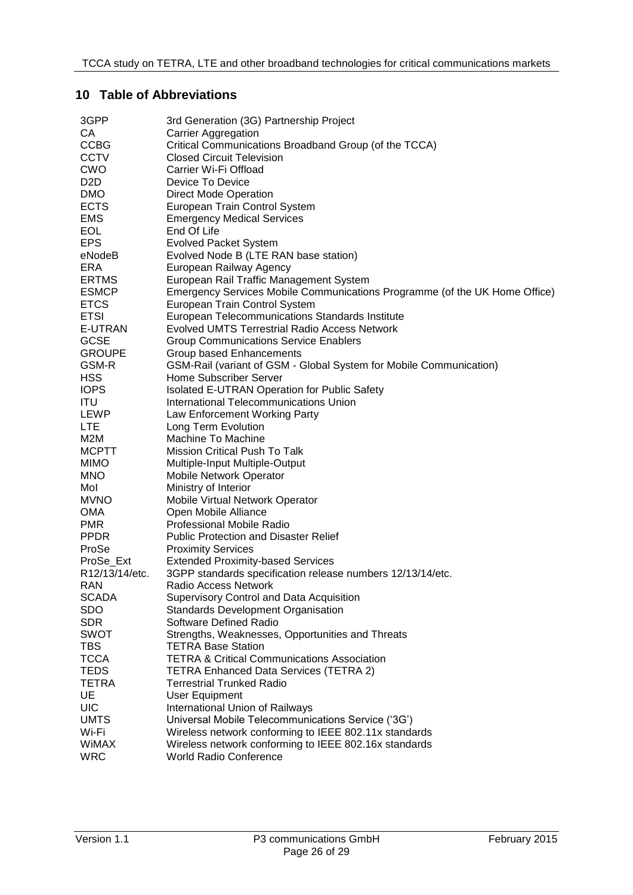## 10 Table of Abbreviations

| | |
|---|---|
| 3GPP | 3rd Generation (3G) Partnership Project |
| CA | Carrier Aggregation |
| CCBG | Critical Communications Broadband Group (of the TCCA) |
| CCTV | Closed Circuit Television |
| CWO | Carrier Wi-Fi Offload |
| D2D | Device To Device |
| DMO | Direct Mode Operation |
| ECTS | European Train Control System |
| EMS | Emergency Medical Services |
| EOL | End Of Life |
| EPS | Evolved Packet System |
| eNodeB | Evolved Node B (LTE RAN base station) |
| ERA | European Railway Agency |
| ERTMS | European Rail Traffic Management System |
| ESMCP | Emergency Services Mobile Communications Programme (of the UK Home Office) |
| ETCS | European Train Control System |
| ETSI | European Telecommunications Standards Institute |
| E-UTRAN | Evolved UMTS Terrestrial Radio Access Network |
| GCSE | Group Communications Service Enablers |
| GROUPE | Group based Enhancements |
| GSM-R | GSM-Rail (variant of GSM - Global System for Mobile Communication) |
| HSS | Home Subscriber Server |
| IOPS | Isolated E-UTRAN Operation for Public Safety |
| ITU | International Telecommunications Union |
| LEWP | Law Enforcement Working Party |
| LTE | Long Term Evolution |
| M2M | Machine To Machine |
| MCPTT | Mission Critical Push To Talk |
| MIMO | Multiple-Input Multiple-Output |
| MNO | Mobile Network Operator |
| MoI | Ministry of Interior |
| MVNO | Mobile Virtual Network Operator |
| OMA | Open Mobile Alliance |
| PMR | Professional Mobile Radio |
| PPDR | Public Protection and Disaster Relief |
| ProSe | Proximity Services |
| ProSe_Ext | Extended Proximity-based Services |
| R12/13/14/etc. | 3GPP standards specification release numbers 12/13/14/etc. |
| RAN | Radio Access Network |
| SCADA | Supervisory Control and Data Acquisition |
| SDO | Standards Development Organisation |
| SDR | Software Defined Radio |
| SWOT | Strengths, Weaknesses, Opportunities and Threats |
| TBS | TETRA Base Station |
| TCCA | TETRA & Critical Communications Association |
| TEDS | TETRA Enhanced Data Services (TETRA 2) |
| TETRA | Terrestrial Trunked Radio |
| UE | User Equipment |
| UIC | International Union of Railways |
| UMTS | Universal Mobile Telecommunications Service ('3G') |
| Wi-Fi | Wireless network conforming to IEEE 802.11x standards |
| WiMAX | Wireless network conforming to IEEE 802.16x standards |
| WRC | World Radio Conference |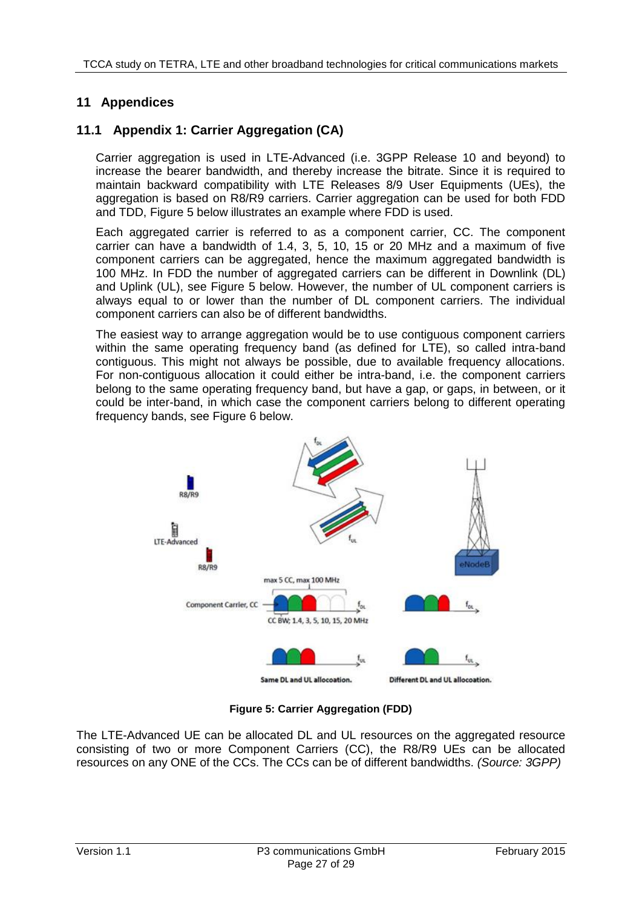# 11 Appendices

## 11.1 Appendix 1: Carrier Aggregation (CA)

Carrier aggregation is used in LTE-Advanced (i.e. 3GPP Release 10 and beyond) to increase the bearer bandwidth, and thereby increase the bitrate. Since it is required to maintain backward compatibility with LTE Releases 8/9 User Equipments (UEs), the aggregation is based on R8/R9 carriers. Carrier aggregation can be used for both FDD and TDD, Figure 5 below illustrates an example where FDD is used.

Each aggregated carrier is referred to as a component carrier, CC. The component carrier can have a bandwidth of 1.4, 3, 5, 10, 15 or 20 MHz and a maximum of five component carriers can be aggregated, hence the maximum aggregated bandwidth is 100 MHz. In FDD the number of aggregated carriers can be different in Downlink (DL) and Uplink (UL), see Figure 5 below. However, the number of UL component carriers is always equal to or lower than the number of DL component carriers. The individual component carriers can also be of different bandwidths.

The easiest way to arrange aggregation would be to use contiguous component carriers within the same operating frequency band (as defined for LTE), so called intra-band contiguous. This might not always be possible, due to available frequency allocations. For non-contiguous allocation it could either be intra-band, i.e. the component carriers belong to the same operating frequency band, but have a gap, or gaps, in between, or it could be inter-band, in which case the component carriers belong to different operating frequency bands, see Figure 6 below.

**Figure 5: Carrier Aggregation (FDD)**

The LTE-Advanced UE can be allocated DL and UL resources on the aggregated resource consisting of two or more Component Carriers (CC), the R8/R9 UEs can be allocated resources on any ONE of the CCs. The CCs can be of different bandwidths. *(Source: 3GPP)*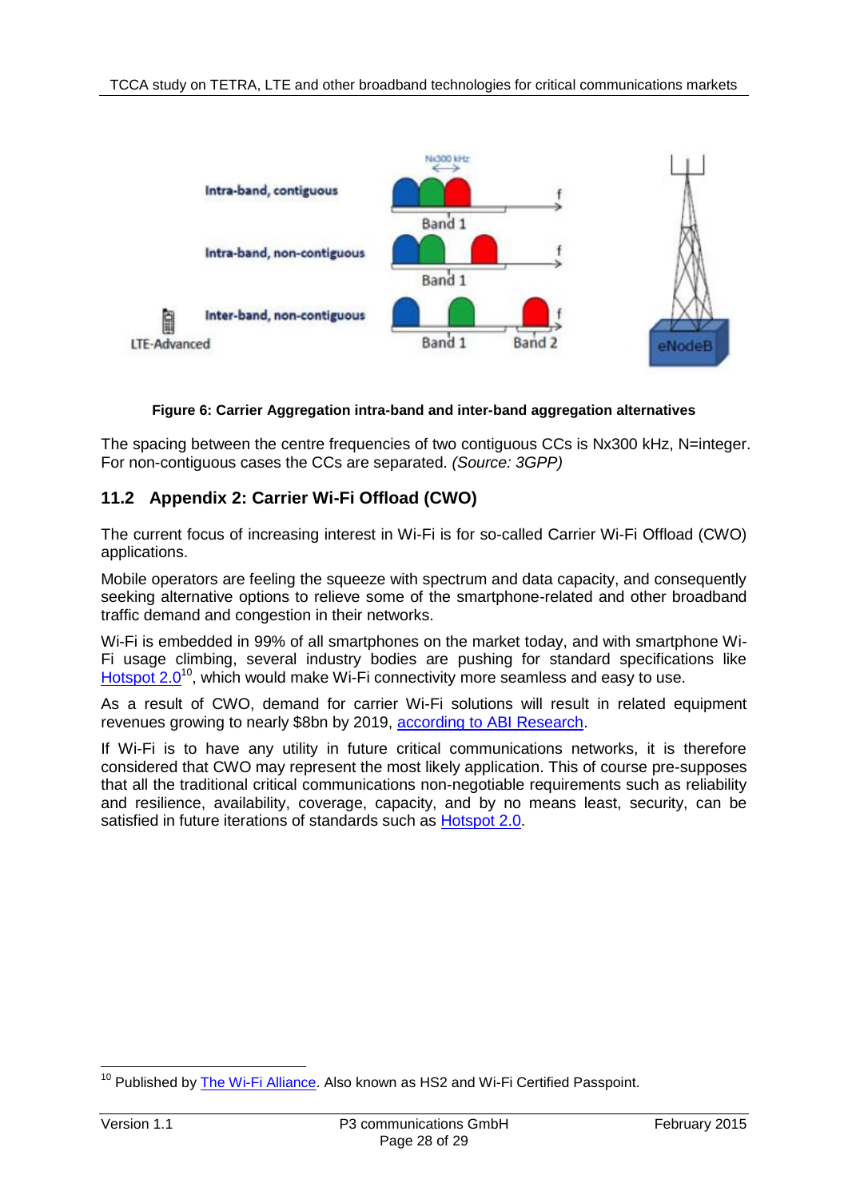Figure 6: Carrier Aggregation intra-band and inter-band aggregation alternatives

The spacing between the centre frequencies of two contiguous CCs is Nx300 kHz, N=integer. For non-contiguous cases the CCs are separated. *(Source: 3GPP)*

## 11.2 Appendix 2: Carrier Wi-Fi Offload (CWO)

The current focus of increasing interest in Wi-Fi is for so-called Carrier Wi-Fi Offload (CWO) applications.

Mobile operators are feeling the squeeze with spectrum and data capacity, and consequently seeking alternative options to relieve some of the smartphone-related and other broadband traffic demand and congestion in their networks.

Wi-Fi is embedded in 99% of all smartphones on the market today, and with smartphone Wi-Fi usage climbing, several industry bodies are pushing for standard specifications like Hotspot 2.0[10], which would make Wi-Fi connectivity more seamless and easy to use.

As a result of CWO, demand for carrier Wi-Fi solutions will result in related equipment revenues growing to nearly $8bn by 2019, according to ABI Research.

If Wi-Fi is to have any utility in future critical communications networks, it is therefore considered that CWO may represent the most likely application. This of course pre-supposes that all the traditional critical communications non-negotiable requirements such as reliability and resilience, availability, coverage, capacity, and by no means least, security, can be satisfied in future iterations of standards such as Hotspot 2.0.

[10] Published by The Wi-Fi Alliance. Also known as HS2 and Wi-Fi Certified Passpoint.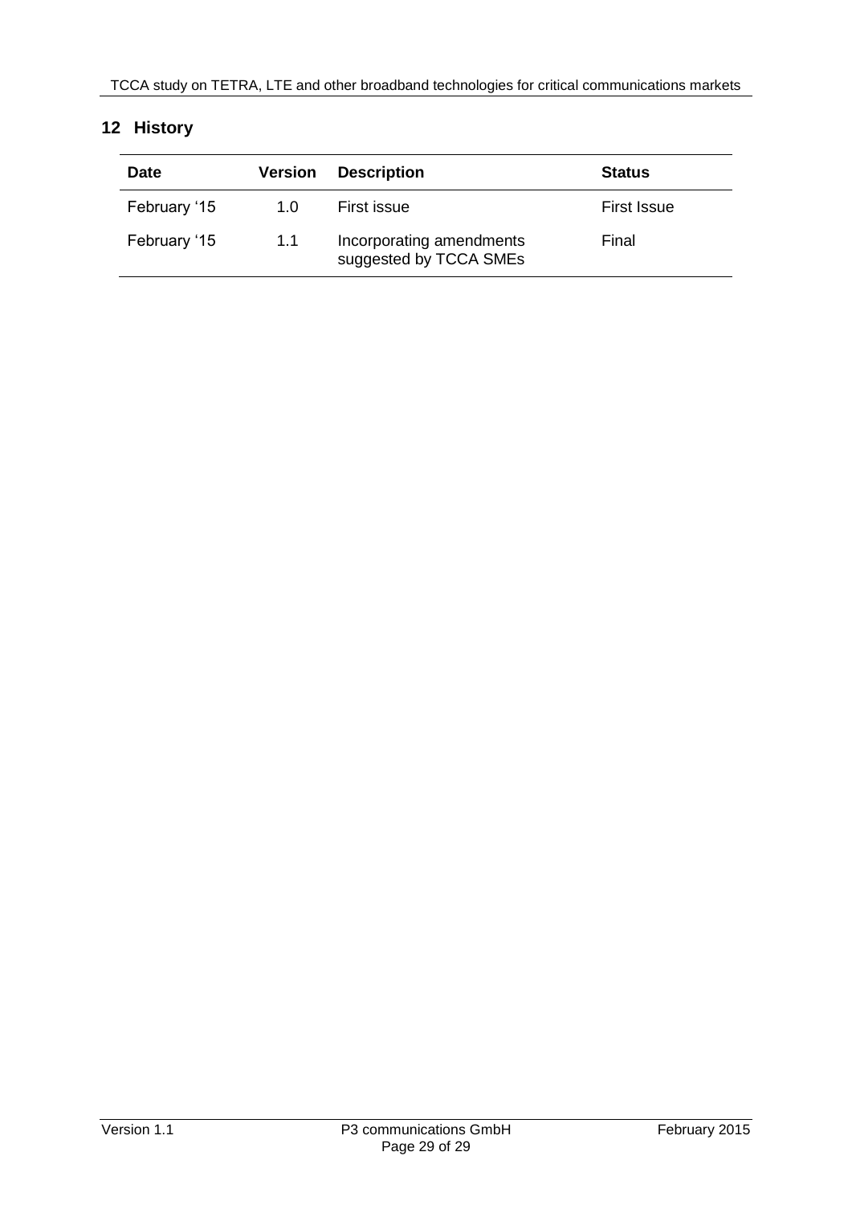## 12 History

| Date | Version | Description | Status |
|---|---|---|---|
| February '15 | 1.0 | First issue | First Issue |
| February '15 | 1.1 | Incorporating amendments suggested by TCCA SMEs | Final |